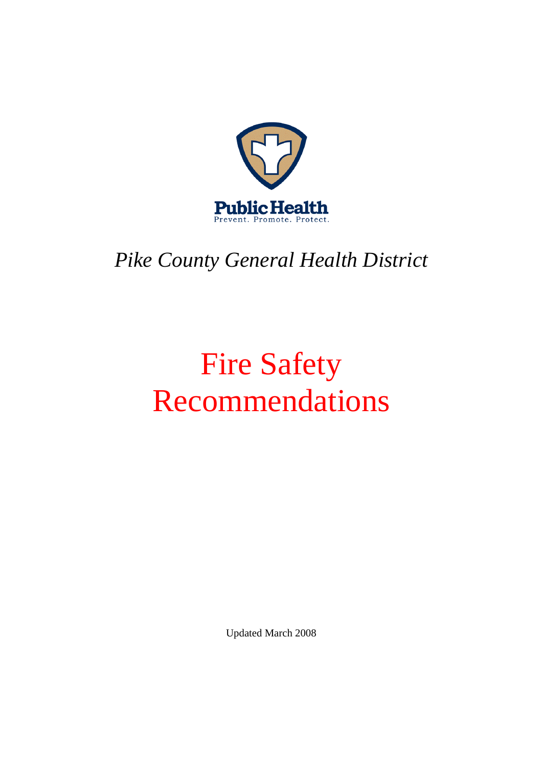Public Health
Prevent. Promote. Protect.

*Pike County General Health District*

# Fire Safety Recommendations

Updated March 2008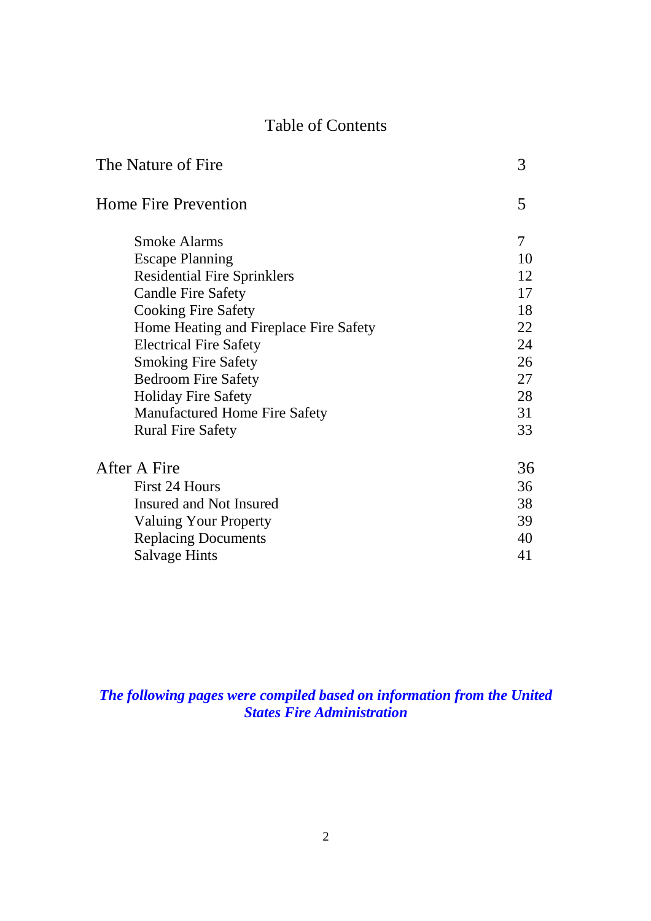# Table of Contents

| | |
|---|---|
| The Nature of Fire | 3 |
| Home Fire Prevention | 5 |
| Smoke Alarms | 7 |
| Escape Planning | 10 |
| Residential Fire Sprinklers | 12 |
| Candle Fire Safety | 17 |
| Cooking Fire Safety | 18 |
| Home Heating and Fireplace Fire Safety | 22 |
| Electrical Fire Safety | 24 |
| Smoking Fire Safety | 26 |
| Bedroom Fire Safety | 27 |
| Holiday Fire Safety | 28 |
| Manufactured Home Fire Safety | 31 |
| Rural Fire Safety | 33 |
| After A Fire | 36 |
| First 24 Hours | 36 |
| Insured and Not Insured | 38 |
| Valuing Your Property | 39 |
| Replacing Documents | 40 |
| Salvage Hints | 41 |

***The following pages were compiled based on information from the United States Fire Administration***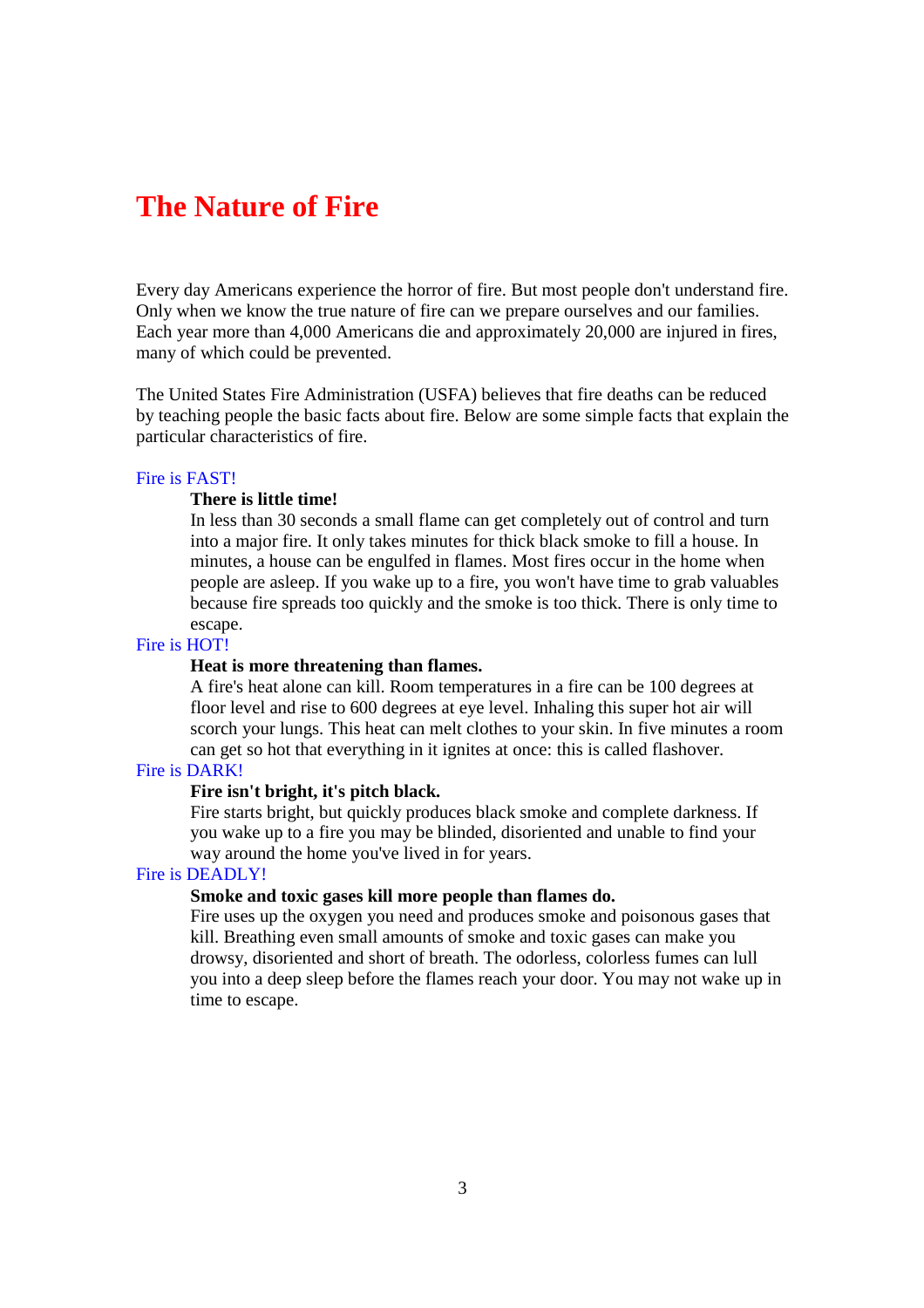# The Nature of Fire

Every day Americans experience the horror of fire. But most people don't understand fire. Only when we know the true nature of fire can we prepare ourselves and our families. Each year more than 4,000 Americans die and approximately 20,000 are injured in fires, many of which could be prevented.

The United States Fire Administration (USFA) believes that fire deaths can be reduced by teaching people the basic facts about fire. Below are some simple facts that explain the particular characteristics of fire.

## Fire is FAST!

**There is little time!**

In less than 30 seconds a small flame can get completely out of control and turn into a major fire. It only takes minutes for thick black smoke to fill a house. In minutes, a house can be engulfed in flames. Most fires occur in the home when people are asleep. If you wake up to a fire, you won't have time to grab valuables because fire spreads too quickly and the smoke is too thick. There is only time to escape.

## Fire is HOT!

**Heat is more threatening than flames.**

A fire's heat alone can kill. Room temperatures in a fire can be 100 degrees at floor level and rise to 600 degrees at eye level. Inhaling this super hot air will scorch your lungs. This heat can melt clothes to your skin. In five minutes a room can get so hot that everything in it ignites at once: this is called flashover.

## Fire is DARK!

**Fire isn't bright, it's pitch black.**

Fire starts bright, but quickly produces black smoke and complete darkness. If you wake up to a fire you may be blinded, disoriented and unable to find your way around the home you've lived in for years.

## Fire is DEADLY!

**Smoke and toxic gases kill more people than flames do.**

Fire uses up the oxygen you need and produces smoke and poisonous gases that kill. Breathing even small amounts of smoke and toxic gases can make you drowsy, disoriented and short of breath. The odorless, colorless fumes can lull you into a deep sleep before the flames reach your door. You may not wake up in time to escape.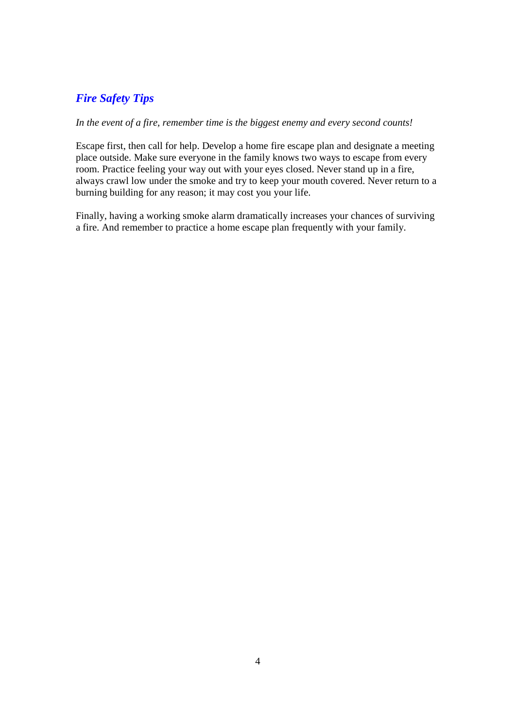## *Fire Safety Tips*

*In the event of a fire, remember time is the biggest enemy and every second counts!*

Escape first, then call for help. Develop a home fire escape plan and designate a meeting place outside. Make sure everyone in the family knows two ways to escape from every room. Practice feeling your way out with your eyes closed. Never stand up in a fire, always crawl low under the smoke and try to keep your mouth covered. Never return to a burning building for any reason; it may cost you your life.

Finally, having a working smoke alarm dramatically increases your chances of surviving a fire. And remember to practice a home escape plan frequently with your family.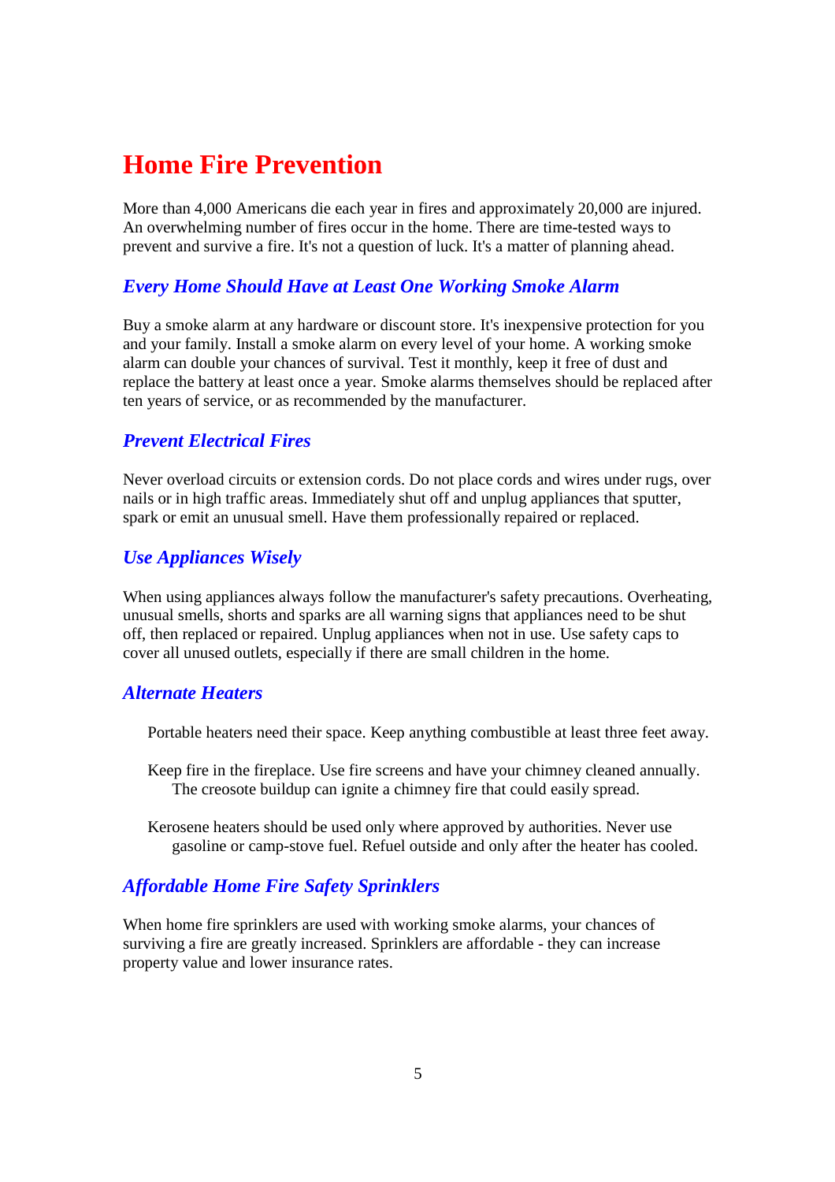# Home Fire Prevention

More than 4,000 Americans die each year in fires and approximately 20,000 are injured. An overwhelming number of fires occur in the home. There are time-tested ways to prevent and survive a fire. It's not a question of luck. It's a matter of planning ahead.

## *Every Home Should Have at Least One Working Smoke Alarm*

Buy a smoke alarm at any hardware or discount store. It's inexpensive protection for you and your family. Install a smoke alarm on every level of your home. A working smoke alarm can double your chances of survival. Test it monthly, keep it free of dust and replace the battery at least once a year. Smoke alarms themselves should be replaced after ten years of service, or as recommended by the manufacturer.

## *Prevent Electrical Fires*

Never overload circuits or extension cords. Do not place cords and wires under rugs, over nails or in high traffic areas. Immediately shut off and unplug appliances that sputter, spark or emit an unusual smell. Have them professionally repaired or replaced.

## *Use Appliances Wisely*

When using appliances always follow the manufacturer's safety precautions. Overheating, unusual smells, shorts and sparks are all warning signs that appliances need to be shut off, then replaced or repaired. Unplug appliances when not in use. Use safety caps to cover all unused outlets, especially if there are small children in the home.

## *Alternate Heaters*

Portable heaters need their space. Keep anything combustible at least three feet away.

Keep fire in the fireplace. Use fire screens and have your chimney cleaned annually. The creosote buildup can ignite a chimney fire that could easily spread.

Kerosene heaters should be used only where approved by authorities. Never use gasoline or camp-stove fuel. Refuel outside and only after the heater has cooled.

## *Affordable Home Fire Safety Sprinklers*

When home fire sprinklers are used with working smoke alarms, your chances of surviving a fire are greatly increased. Sprinklers are affordable - they can increase property value and lower insurance rates.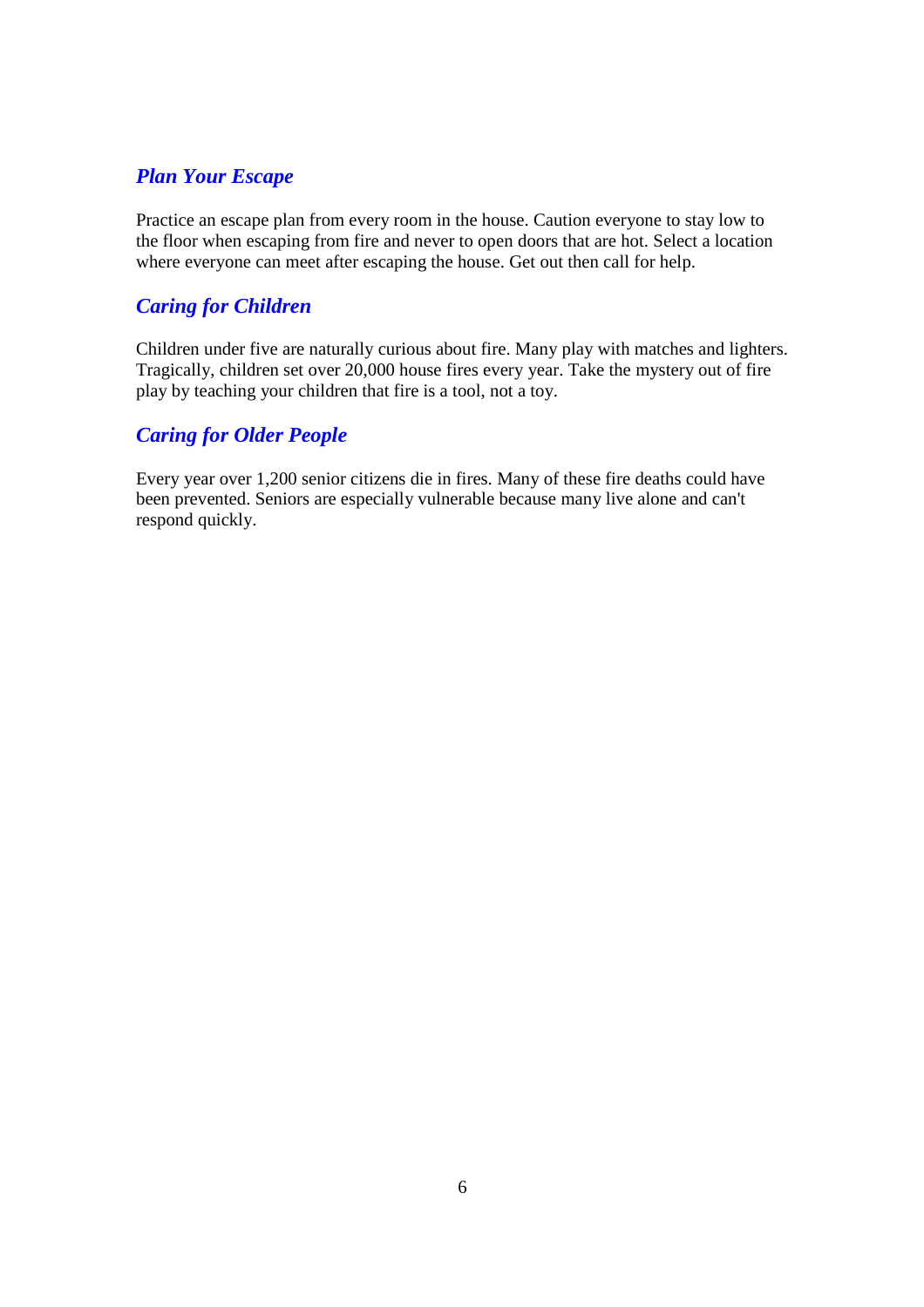## *Plan Your Escape*

Practice an escape plan from every room in the house. Caution everyone to stay low to the floor when escaping from fire and never to open doors that are hot. Select a location where everyone can meet after escaping the house. Get out then call for help.

## *Caring for Children*

Children under five are naturally curious about fire. Many play with matches and lighters. Tragically, children set over 20,000 house fires every year. Take the mystery out of fire play by teaching your children that fire is a tool, not a toy.

## *Caring for Older People*

Every year over 1,200 senior citizens die in fires. Many of these fire deaths could have been prevented. Seniors are especially vulnerable because many live alone and can't respond quickly.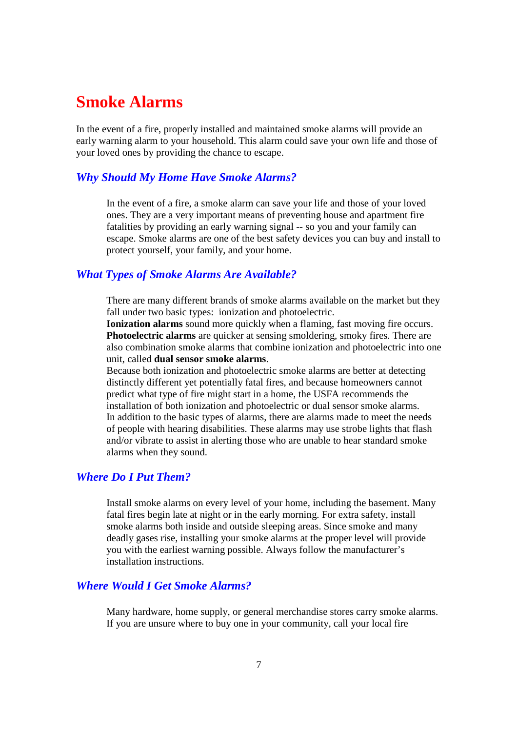# Smoke Alarms

In the event of a fire, properly installed and maintained smoke alarms will provide an early warning alarm to your household. This alarm could save your own life and those of your loved ones by providing the chance to escape.

## *Why Should My Home Have Smoke Alarms?*

In the event of a fire, a smoke alarm can save your life and those of your loved ones. They are a very important means of preventing house and apartment fire fatalities by providing an early warning signal -- so you and your family can escape. Smoke alarms are one of the best safety devices you can buy and install to protect yourself, your family, and your home.

## *What Types of Smoke Alarms Are Available?*

There are many different brands of smoke alarms available on the market but they fall under two basic types: ionization and photoelectric.

**Ionization alarms** sound more quickly when a flaming, fast moving fire occurs. **Photoelectric alarms** are quicker at sensing smoldering, smoky fires. There are also combination smoke alarms that combine ionization and photoelectric into one unit, called **dual sensor smoke alarms**.

Because both ionization and photoelectric smoke alarms are better at detecting distinctly different yet potentially fatal fires, and because homeowners cannot predict what type of fire might start in a home, the USFA recommends the installation of both ionization and photoelectric or dual sensor smoke alarms.

In addition to the basic types of alarms, there are alarms made to meet the needs of people with hearing disabilities. These alarms may use strobe lights that flash and/or vibrate to assist in alerting those who are unable to hear standard smoke alarms when they sound.

## *Where Do I Put Them?*

Install smoke alarms on every level of your home, including the basement. Many fatal fires begin late at night or in the early morning. For extra safety, install smoke alarms both inside and outside sleeping areas. Since smoke and many deadly gases rise, installing your smoke alarms at the proper level will provide you with the earliest warning possible. Always follow the manufacturer's installation instructions.

## *Where Would I Get Smoke Alarms?*

Many hardware, home supply, or general merchandise stores carry smoke alarms. If you are unsure where to buy one in your community, call your local fire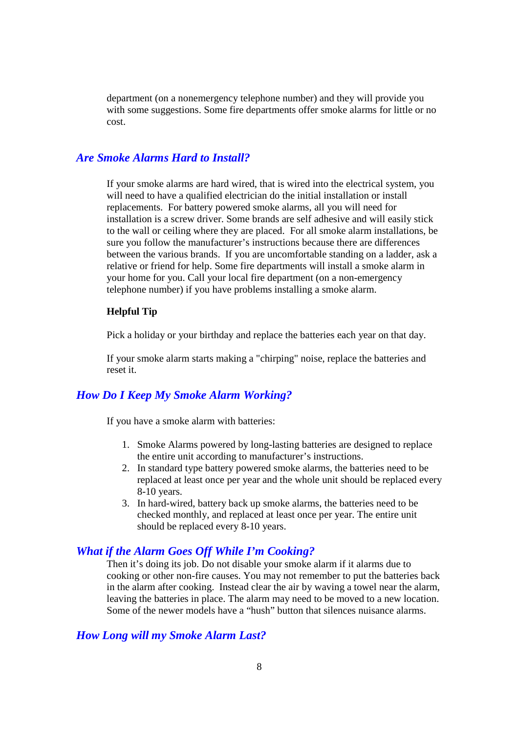department (on a nonemergency telephone number) and they will provide you with some suggestions. Some fire departments offer smoke alarms for little or no cost.

## *Are Smoke Alarms Hard to Install?*

If your smoke alarms are hard wired, that is wired into the electrical system, you will need to have a qualified electrician do the initial installation or install replacements. For battery powered smoke alarms, all you will need for installation is a screw driver. Some brands are self adhesive and will easily stick to the wall or ceiling where they are placed. For all smoke alarm installations, be sure you follow the manufacturer's instructions because there are differences between the various brands. If you are uncomfortable standing on a ladder, ask a relative or friend for help. Some fire departments will install a smoke alarm in your home for you. Call your local fire department (on a non-emergency telephone number) if you have problems installing a smoke alarm.

**Helpful Tip**

Pick a holiday or your birthday and replace the batteries each year on that day.

If your smoke alarm starts making a "chirping" noise, replace the batteries and reset it.

## *How Do I Keep My Smoke Alarm Working?*

If you have a smoke alarm with batteries:

1. Smoke Alarms powered by long-lasting batteries are designed to replace the entire unit according to manufacturer's instructions.
2. In standard type battery powered smoke alarms, the batteries need to be replaced at least once per year and the whole unit should be replaced every 8-10 years.
3. In hard-wired, battery back up smoke alarms, the batteries need to be checked monthly, and replaced at least once per year. The entire unit should be replaced every 8-10 years.

## *What if the Alarm Goes Off While I'm Cooking?*

Then it's doing its job. Do not disable your smoke alarm if it alarms due to cooking or other non-fire causes. You may not remember to put the batteries back in the alarm after cooking. Instead clear the air by waving a towel near the alarm, leaving the batteries in place. The alarm may need to be moved to a new location. Some of the newer models have a "hush" button that silences nuisance alarms.

## *How Long will my Smoke Alarm Last?*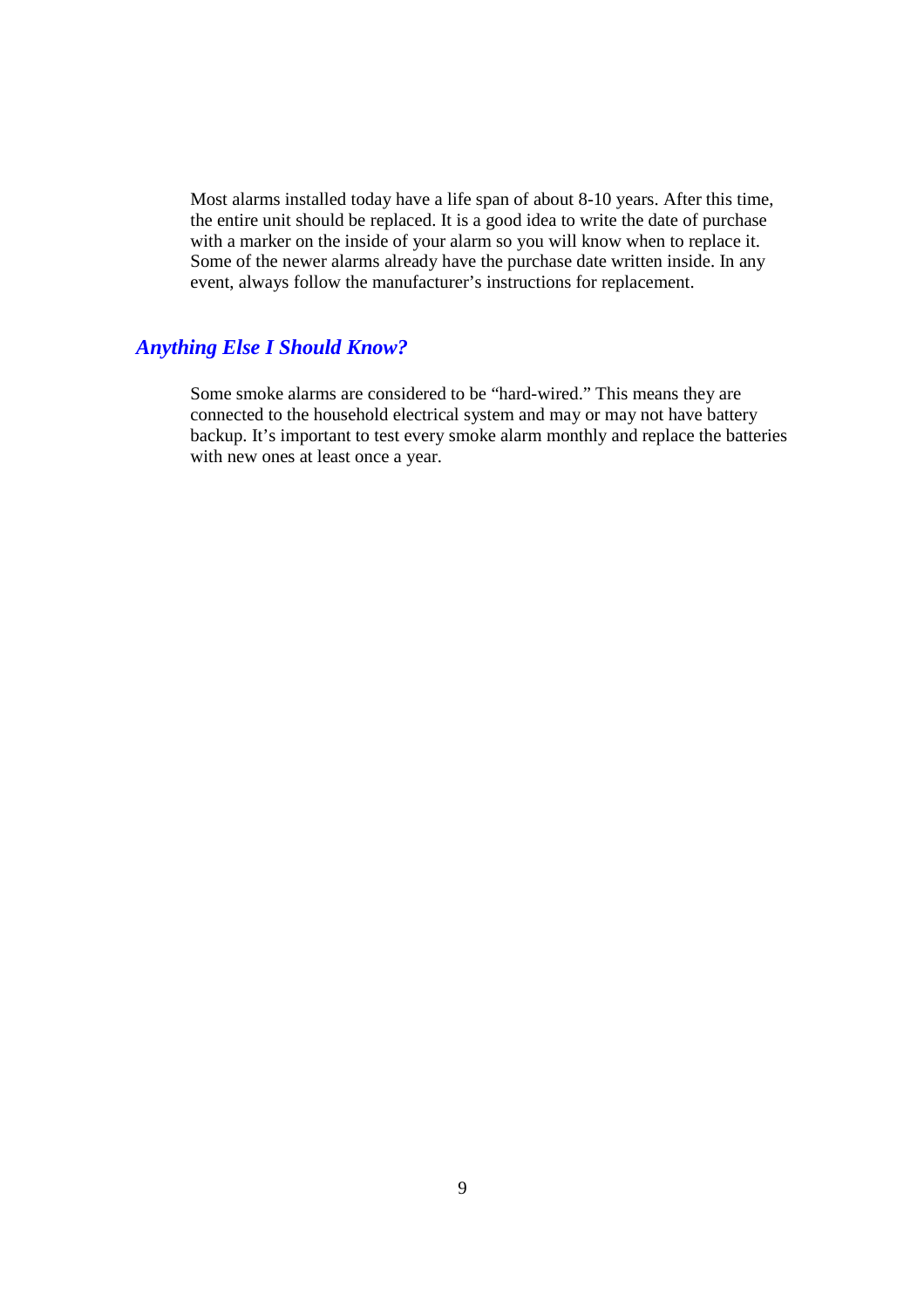Most alarms installed today have a life span of about 8-10 years. After this time, the entire unit should be replaced. It is a good idea to write the date of purchase with a marker on the inside of your alarm so you will know when to replace it. Some of the newer alarms already have the purchase date written inside. In any event, always follow the manufacturer's instructions for replacement.

## *Anything Else I Should Know?*

Some smoke alarms are considered to be "hard-wired." This means they are connected to the household electrical system and may or may not have battery backup. It's important to test every smoke alarm monthly and replace the batteries with new ones at least once a year.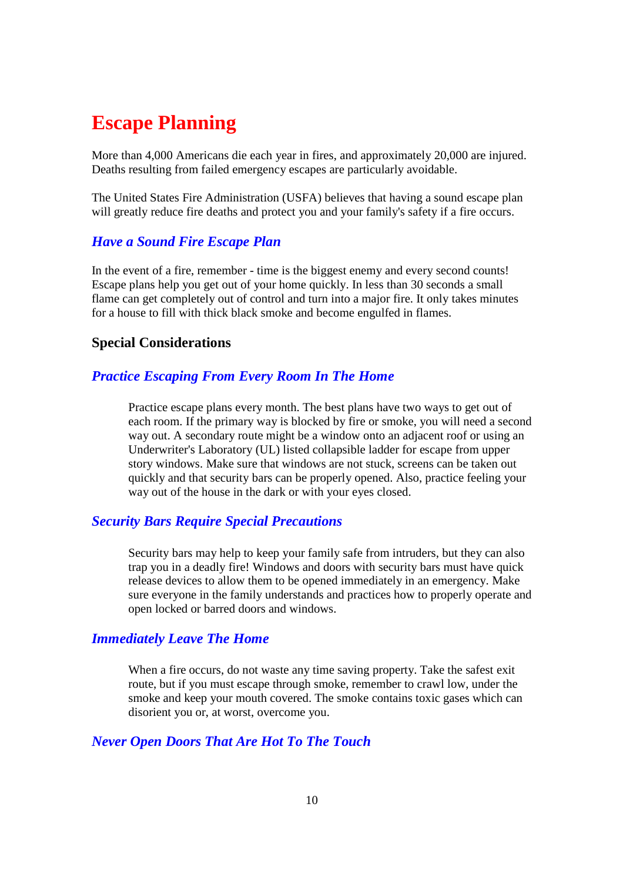# Escape Planning

More than 4,000 Americans die each year in fires, and approximately 20,000 are injured. Deaths resulting from failed emergency escapes are particularly avoidable.

The United States Fire Administration (USFA) believes that having a sound escape plan will greatly reduce fire deaths and protect you and your family's safety if a fire occurs.

## *Have a Sound Fire Escape Plan*

In the event of a fire, remember - time is the biggest enemy and every second counts! Escape plans help you get out of your home quickly. In less than 30 seconds a small flame can get completely out of control and turn into a major fire. It only takes minutes for a house to fill with thick black smoke and become engulfed in flames.

### Special Considerations

## *Practice Escaping From Every Room In The Home*

Practice escape plans every month. The best plans have two ways to get out of each room. If the primary way is blocked by fire or smoke, you will need a second way out. A secondary route might be a window onto an adjacent roof or using an Underwriter's Laboratory (UL) listed collapsible ladder for escape from upper story windows. Make sure that windows are not stuck, screens can be taken out quickly and that security bars can be properly opened. Also, practice feeling your way out of the house in the dark or with your eyes closed.

## *Security Bars Require Special Precautions*

Security bars may help to keep your family safe from intruders, but they can also trap you in a deadly fire! Windows and doors with security bars must have quick release devices to allow them to be opened immediately in an emergency. Make sure everyone in the family understands and practices how to properly operate and open locked or barred doors and windows.

## *Immediately Leave The Home*

When a fire occurs, do not waste any time saving property. Take the safest exit route, but if you must escape through smoke, remember to crawl low, under the smoke and keep your mouth covered. The smoke contains toxic gases which can disorient you or, at worst, overcome you.

## *Never Open Doors That Are Hot To The Touch*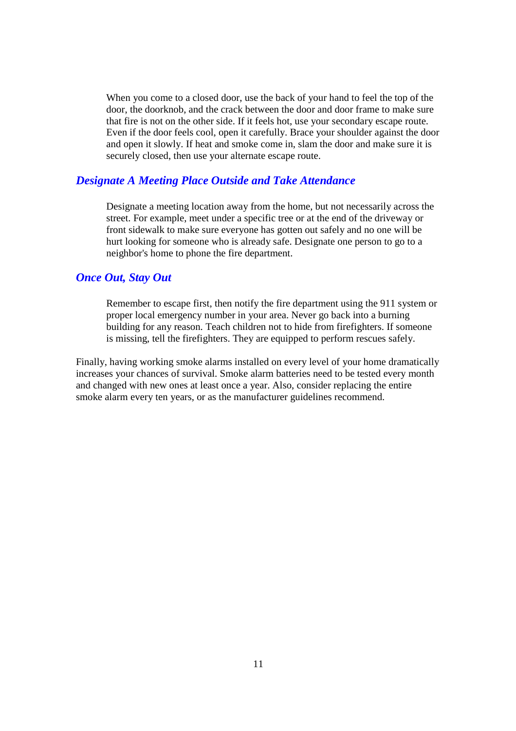When you come to a closed door, use the back of your hand to feel the top of the door, the doorknob, and the crack between the door and door frame to make sure that fire is not on the other side. If it feels hot, use your secondary escape route. Even if the door feels cool, open it carefully. Brace your shoulder against the door and open it slowly. If heat and smoke come in, slam the door and make sure it is securely closed, then use your alternate escape route.

### *Designate A Meeting Place Outside and Take Attendance*

Designate a meeting location away from the home, but not necessarily across the street. For example, meet under a specific tree or at the end of the driveway or front sidewalk to make sure everyone has gotten out safely and no one will be hurt looking for someone who is already safe. Designate one person to go to a neighbor's home to phone the fire department.

### *Once Out, Stay Out*

Remember to escape first, then notify the fire department using the 911 system or proper local emergency number in your area. Never go back into a burning building for any reason. Teach children not to hide from firefighters. If someone is missing, tell the firefighters. They are equipped to perform rescues safely.

Finally, having working smoke alarms installed on every level of your home dramatically increases your chances of survival. Smoke alarm batteries need to be tested every month and changed with new ones at least once a year. Also, consider replacing the entire smoke alarm every ten years, or as the manufacturer guidelines recommend.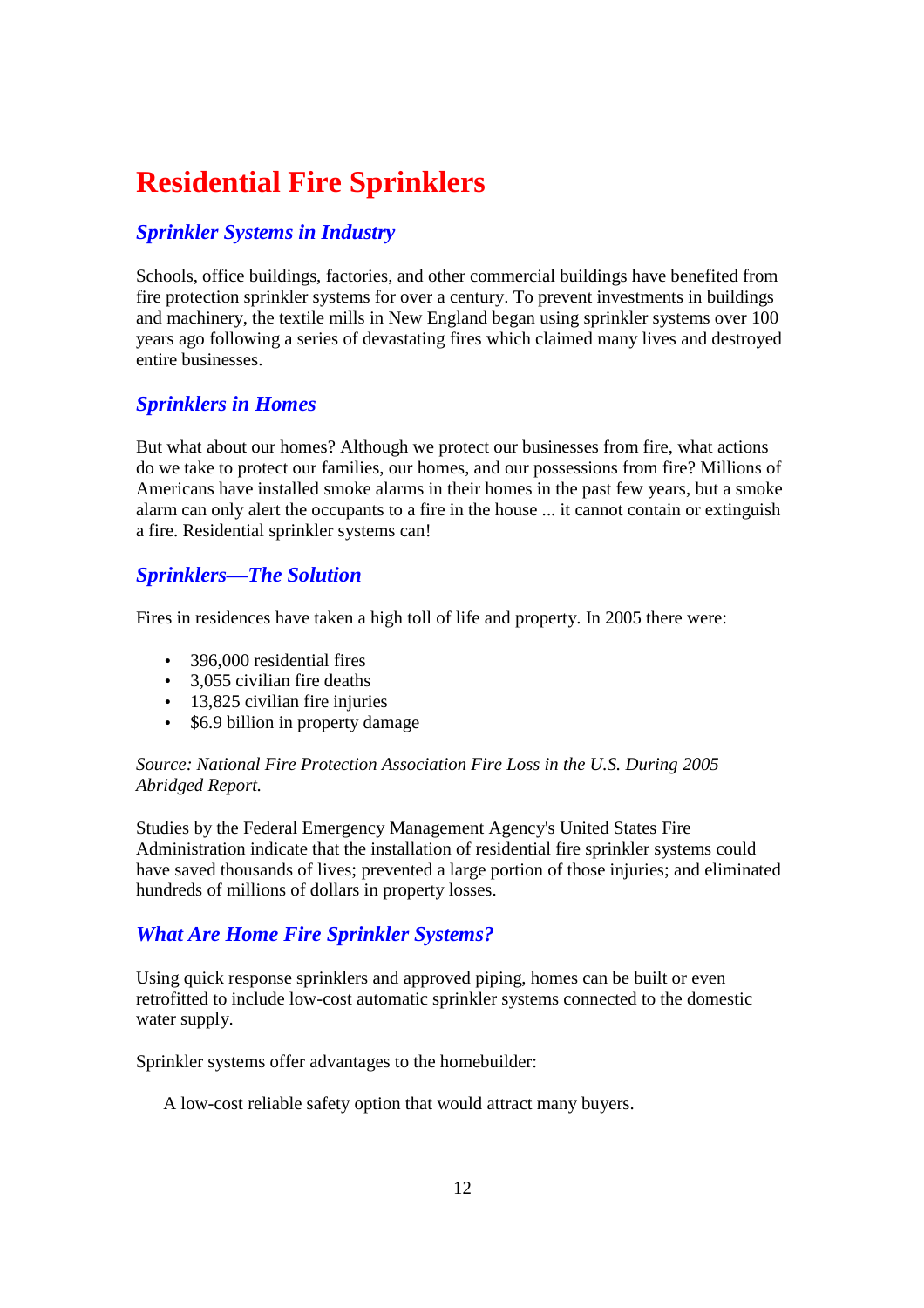# Residential Fire Sprinklers

## *Sprinkler Systems in Industry*

Schools, office buildings, factories, and other commercial buildings have benefited from fire protection sprinkler systems for over a century. To prevent investments in buildings and machinery, the textile mills in New England began using sprinkler systems over 100 years ago following a series of devastating fires which claimed many lives and destroyed entire businesses.

## *Sprinklers in Homes*

But what about our homes? Although we protect our businesses from fire, what actions do we take to protect our families, our homes, and our possessions from fire? Millions of Americans have installed smoke alarms in their homes in the past few years, but a smoke alarm can only alert the occupants to a fire in the house ... it cannot contain or extinguish a fire. Residential sprinkler systems can!

## *Sprinklers—The Solution*

Fires in residences have taken a high toll of life and property. In 2005 there were:

- 396,000 residential fires
- 3,055 civilian fire deaths
- 13,825 civilian fire injuries
- $6.9 billion in property damage

*Source: National Fire Protection Association Fire Loss in the U.S. During 2005 Abridged Report.*

Studies by the Federal Emergency Management Agency's United States Fire Administration indicate that the installation of residential fire sprinkler systems could have saved thousands of lives; prevented a large portion of those injuries; and eliminated hundreds of millions of dollars in property losses.

## *What Are Home Fire Sprinkler Systems?*

Using quick response sprinklers and approved piping, homes can be built or even retrofitted to include low-cost automatic sprinkler systems connected to the domestic water supply.

Sprinkler systems offer advantages to the homebuilder:

A low-cost reliable safety option that would attract many buyers.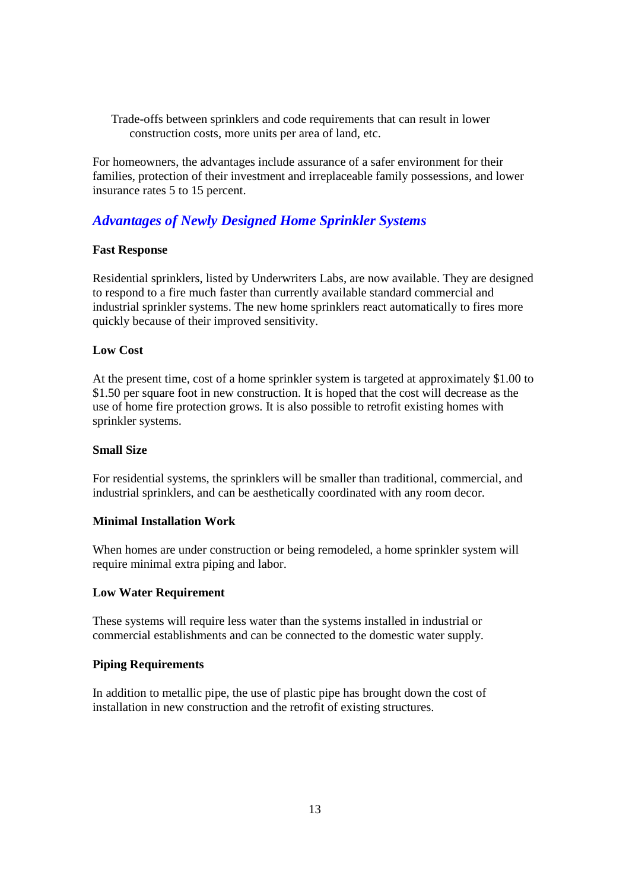Trade-offs between sprinklers and code requirements that can result in lower construction costs, more units per area of land, etc.

For homeowners, the advantages include assurance of a safer environment for their families, protection of their investment and irreplaceable family possessions, and lower insurance rates 5 to 15 percent.

## *Advantages of Newly Designed Home Sprinkler Systems*

**Fast Response**

Residential sprinklers, listed by Underwriters Labs, are now available. They are designed to respond to a fire much faster than currently available standard commercial and industrial sprinkler systems. The new home sprinklers react automatically to fires more quickly because of their improved sensitivity.

**Low Cost**

At the present time, cost of a home sprinkler system is targeted at approximately $1.00 to $1.50 per square foot in new construction. It is hoped that the cost will decrease as the use of home fire protection grows. It is also possible to retrofit existing homes with sprinkler systems.

**Small Size**

For residential systems, the sprinklers will be smaller than traditional, commercial, and industrial sprinklers, and can be aesthetically coordinated with any room decor.

**Minimal Installation Work**

When homes are under construction or being remodeled, a home sprinkler system will require minimal extra piping and labor.

**Low Water Requirement**

These systems will require less water than the systems installed in industrial or commercial establishments and can be connected to the domestic water supply.

**Piping Requirements**

In addition to metallic pipe, the use of plastic pipe has brought down the cost of installation in new construction and the retrofit of existing structures.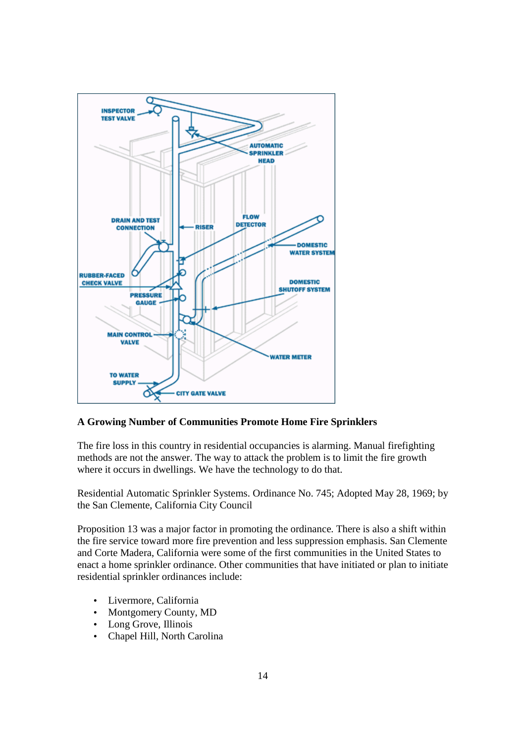**A Growing Number of Communities Promote Home Fire Sprinklers**

The fire loss in this country in residential occupancies is alarming. Manual firefighting methods are not the answer. The way to attack the problem is to limit the fire growth where it occurs in dwellings. We have the technology to do that.

Residential Automatic Sprinkler Systems. Ordinance No. 745; Adopted May 28, 1969; by the San Clemente, California City Council

Proposition 13 was a major factor in promoting the ordinance. There is also a shift within the fire service toward more fire prevention and less suppression emphasis. San Clemente and Corte Madera, California were some of the first communities in the United States to enact a home sprinkler ordinance. Other communities that have initiated or plan to initiate residential sprinkler ordinances include:

- Livermore, California
- Montgomery County, MD
- Long Grove, Illinois
- Chapel Hill, North Carolina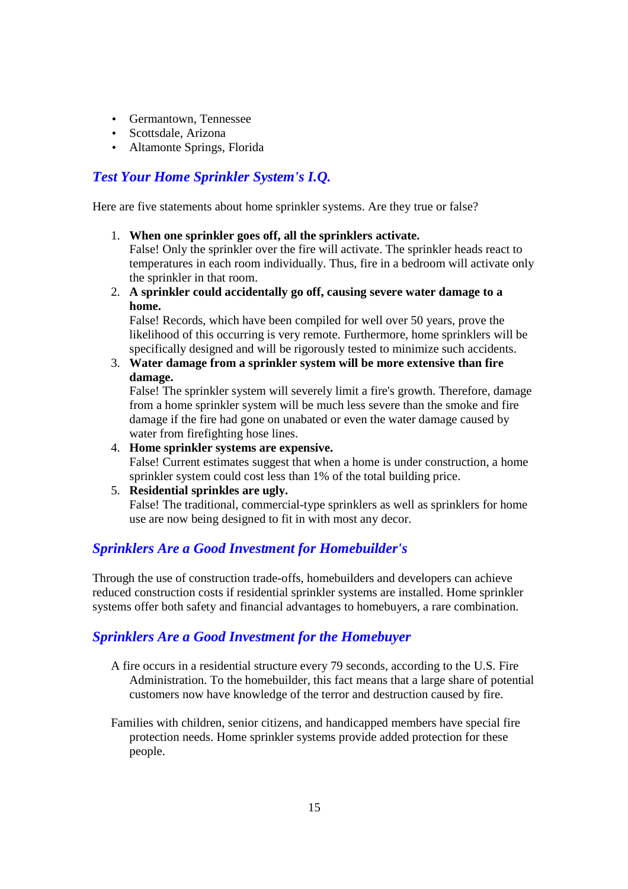- Germantown, Tennessee
- Scottsdale, Arizona
- Altamonte Springs, Florida

## *Test Your Home Sprinkler System's I.Q.*

Here are five statements about home sprinkler systems. Are they true or false?

1. **When one sprinkler goes off, all the sprinklers activate.**
   False! Only the sprinkler over the fire will activate. The sprinkler heads react to temperatures in each room individually. Thus, fire in a bedroom will activate only the sprinkler in that room.
2. **A sprinkler could accidentally go off, causing severe water damage to a home.**
   False! Records, which have been compiled for well over 50 years, prove the likelihood of this occurring is very remote. Furthermore, home sprinklers will be specifically designed and will be rigorously tested to minimize such accidents.
3. **Water damage from a sprinkler system will be more extensive than fire damage.**
   False! The sprinkler system will severely limit a fire's growth. Therefore, damage from a home sprinkler system will be much less severe than the smoke and fire damage if the fire had gone on unabated or even the water damage caused by water from firefighting hose lines.
4. **Home sprinkler systems are expensive.**
   False! Current estimates suggest that when a home is under construction, a home sprinkler system could cost less than 1% of the total building price.
5. **Residential sprinkles are ugly.**
   False! The traditional, commercial-type sprinklers as well as sprinklers for home use are now being designed to fit in with most any decor.

## *Sprinklers Are a Good Investment for Homebuilder's*

Through the use of construction trade-offs, homebuilders and developers can achieve reduced construction costs if residential sprinkler systems are installed. Home sprinkler systems offer both safety and financial advantages to homebuyers, a rare combination.

## *Sprinklers Are a Good Investment for the Homebuyer*

A fire occurs in a residential structure every 79 seconds, according to the U.S. Fire Administration. To the homebuilder, this fact means that a large share of potential customers now have knowledge of the terror and destruction caused by fire.

Families with children, senior citizens, and handicapped members have special fire protection needs. Home sprinkler systems provide added protection for these people.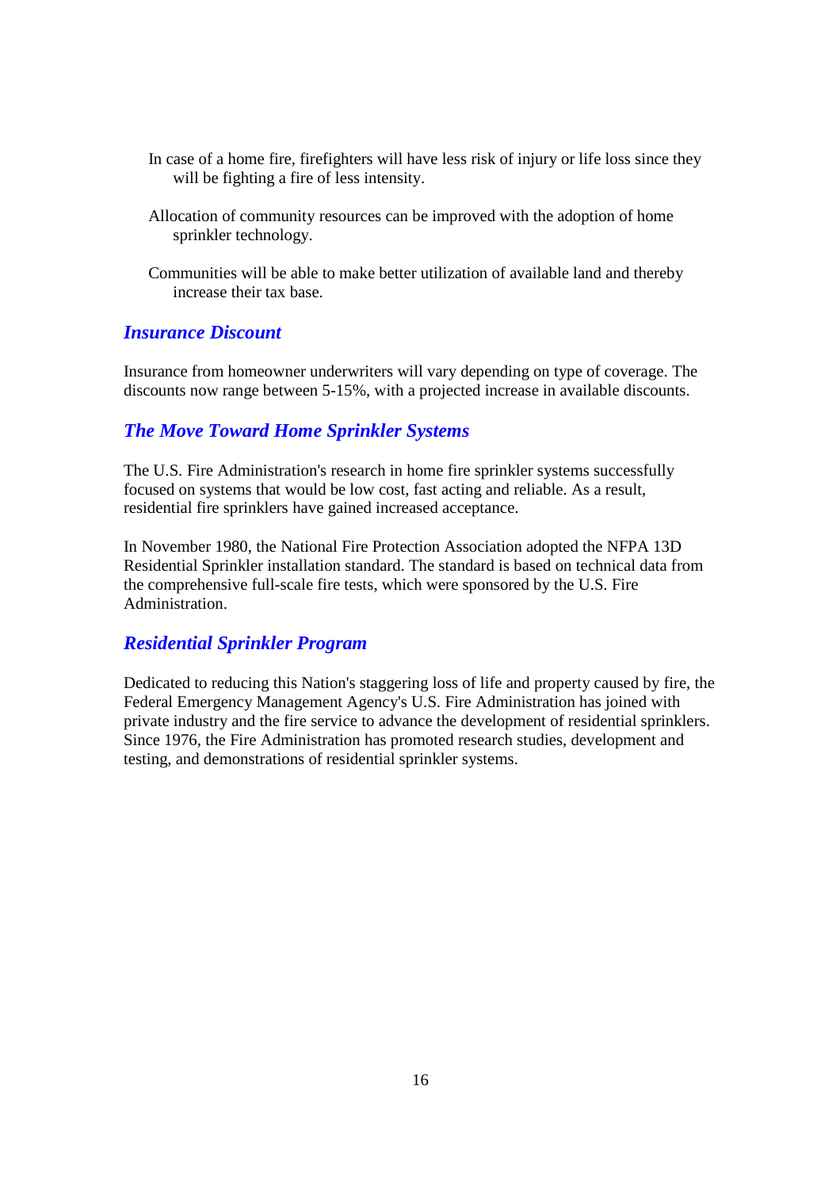In case of a home fire, firefighters will have less risk of injury or life loss since they will be fighting a fire of less intensity.

Allocation of community resources can be improved with the adoption of home sprinkler technology.

Communities will be able to make better utilization of available land and thereby increase their tax base.

### *Insurance Discount*

Insurance from homeowner underwriters will vary depending on type of coverage. The discounts now range between 5-15%, with a projected increase in available discounts.

### *The Move Toward Home Sprinkler Systems*

The U.S. Fire Administration's research in home fire sprinkler systems successfully focused on systems that would be low cost, fast acting and reliable. As a result, residential fire sprinklers have gained increased acceptance.

In November 1980, the National Fire Protection Association adopted the NFPA 13D Residential Sprinkler installation standard. The standard is based on technical data from the comprehensive full-scale fire tests, which were sponsored by the U.S. Fire Administration.

### *Residential Sprinkler Program*

Dedicated to reducing this Nation's staggering loss of life and property caused by fire, the Federal Emergency Management Agency's U.S. Fire Administration has joined with private industry and the fire service to advance the development of residential sprinklers. Since 1976, the Fire Administration has promoted research studies, development and testing, and demonstrations of residential sprinkler systems.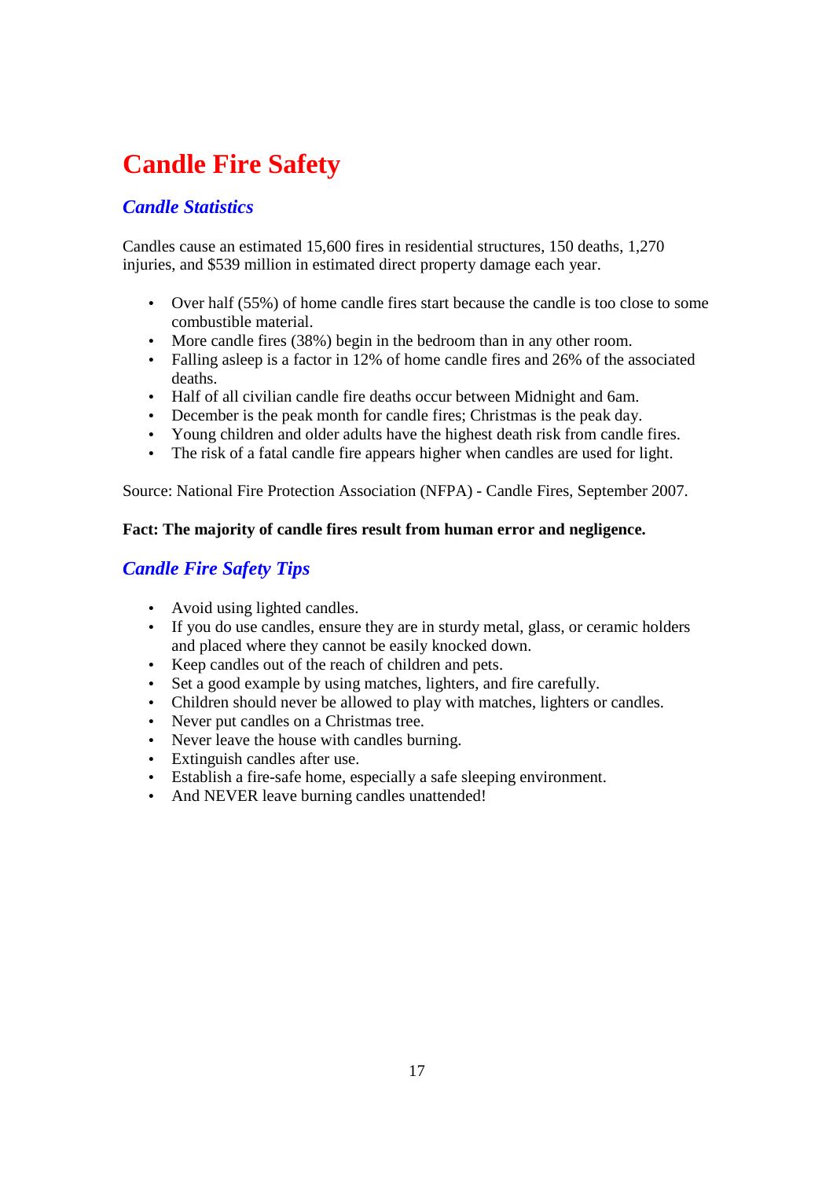# Candle Fire Safety

## *Candle Statistics*

Candles cause an estimated 15,600 fires in residential structures, 150 deaths, 1,270 injuries, and $539 million in estimated direct property damage each year.

- Over half (55%) of home candle fires start because the candle is too close to some combustible material.
- More candle fires (38%) begin in the bedroom than in any other room.
- Falling asleep is a factor in 12% of home candle fires and 26% of the associated deaths.
- Half of all civilian candle fire deaths occur between Midnight and 6am.
- December is the peak month for candle fires; Christmas is the peak day.
- Young children and older adults have the highest death risk from candle fires.
- The risk of a fatal candle fire appears higher when candles are used for light.

Source: National Fire Protection Association (NFPA) - Candle Fires, September 2007.

**Fact: The majority of candle fires result from human error and negligence.**

## *Candle Fire Safety Tips*

- Avoid using lighted candles.
- If you do use candles, ensure they are in sturdy metal, glass, or ceramic holders and placed where they cannot be easily knocked down.
- Keep candles out of the reach of children and pets.
- Set a good example by using matches, lighters, and fire carefully.
- Children should never be allowed to play with matches, lighters or candles.
- Never put candles on a Christmas tree.
- Never leave the house with candles burning.
- Extinguish candles after use.
- Establish a fire-safe home, especially a safe sleeping environment.
- And NEVER leave burning candles unattended!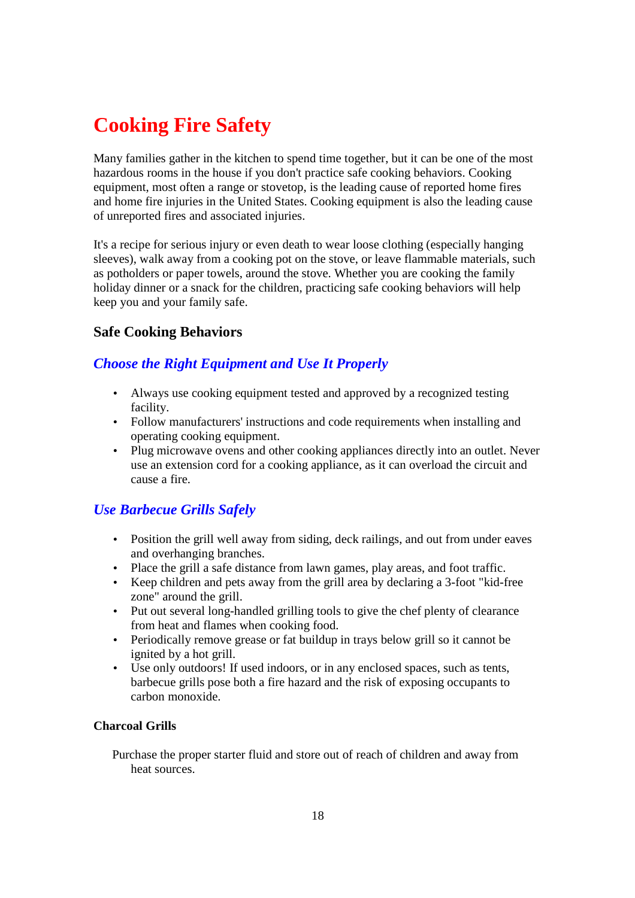# Cooking Fire Safety

Many families gather in the kitchen to spend time together, but it can be one of the most hazardous rooms in the house if you don't practice safe cooking behaviors. Cooking equipment, most often a range or stovetop, is the leading cause of reported home fires and home fire injuries in the United States. Cooking equipment is also the leading cause of unreported fires and associated injuries.

It's a recipe for serious injury or even death to wear loose clothing (especially hanging sleeves), walk away from a cooking pot on the stove, or leave flammable materials, such as potholders or paper towels, around the stove. Whether you are cooking the family holiday dinner or a snack for the children, practicing safe cooking behaviors will help keep you and your family safe.

## Safe Cooking Behaviors

### *Choose the Right Equipment and Use It Properly*

- Always use cooking equipment tested and approved by a recognized testing facility.
- Follow manufacturers' instructions and code requirements when installing and operating cooking equipment.
- Plug microwave ovens and other cooking appliances directly into an outlet. Never use an extension cord for a cooking appliance, as it can overload the circuit and cause a fire.

### *Use Barbecue Grills Safely*

- Position the grill well away from siding, deck railings, and out from under eaves and overhanging branches.
- Place the grill a safe distance from lawn games, play areas, and foot traffic.
- Keep children and pets away from the grill area by declaring a 3-foot "kid-free zone" around the grill.
- Put out several long-handled grilling tools to give the chef plenty of clearance from heat and flames when cooking food.
- Periodically remove grease or fat buildup in trays below grill so it cannot be ignited by a hot grill.
- Use only outdoors! If used indoors, or in any enclosed spaces, such as tents, barbecue grills pose both a fire hazard and the risk of exposing occupants to carbon monoxide.

#### Charcoal Grills

Purchase the proper starter fluid and store out of reach of children and away from heat sources.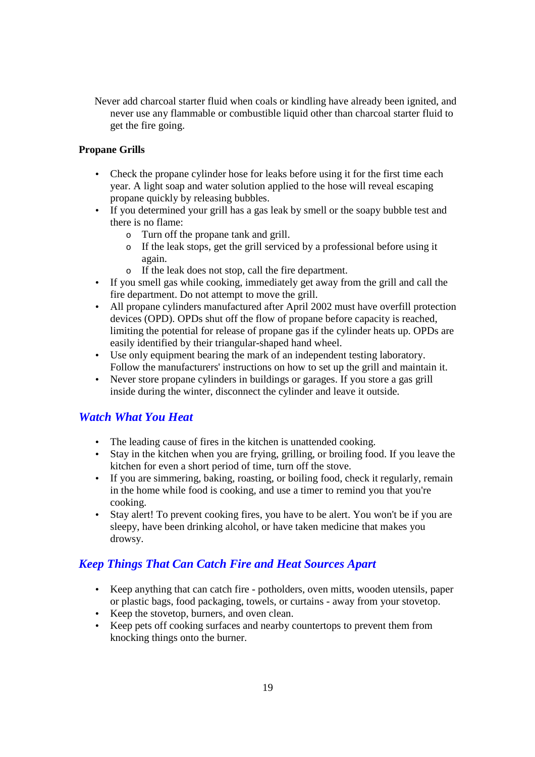Never add charcoal starter fluid when coals or kindling have already been ignited, and never use any flammable or combustible liquid other than charcoal starter fluid to get the fire going.

**Propane Grills**

- Check the propane cylinder hose for leaks before using it for the first time each year. A light soap and water solution applied to the hose will reveal escaping propane quickly by releasing bubbles.
- If you determined your grill has a gas leak by smell or the soapy bubble test and there is no flame:
  - Turn off the propane tank and grill.
  - If the leak stops, get the grill serviced by a professional before using it again.
  - If the leak does not stop, call the fire department.
- If you smell gas while cooking, immediately get away from the grill and call the fire department. Do not attempt to move the grill.
- All propane cylinders manufactured after April 2002 must have overfill protection devices (OPD). OPDs shut off the flow of propane before capacity is reached, limiting the potential for release of propane gas if the cylinder heats up. OPDs are easily identified by their triangular-shaped hand wheel.
- Use only equipment bearing the mark of an independent testing laboratory. Follow the manufacturers' instructions on how to set up the grill and maintain it.
- Never store propane cylinders in buildings or garages. If you store a gas grill inside during the winter, disconnect the cylinder and leave it outside.

## *Watch What You Heat*

- The leading cause of fires in the kitchen is unattended cooking.
- Stay in the kitchen when you are frying, grilling, or broiling food. If you leave the kitchen for even a short period of time, turn off the stove.
- If you are simmering, baking, roasting, or boiling food, check it regularly, remain in the home while food is cooking, and use a timer to remind you that you're cooking.
- Stay alert! To prevent cooking fires, you have to be alert. You won't be if you are sleepy, have been drinking alcohol, or have taken medicine that makes you drowsy.

## *Keep Things That Can Catch Fire and Heat Sources Apart*

- Keep anything that can catch fire - potholders, oven mitts, wooden utensils, paper or plastic bags, food packaging, towels, or curtains - away from your stovetop.
- Keep the stovetop, burners, and oven clean.
- Keep pets off cooking surfaces and nearby countertops to prevent them from knocking things onto the burner.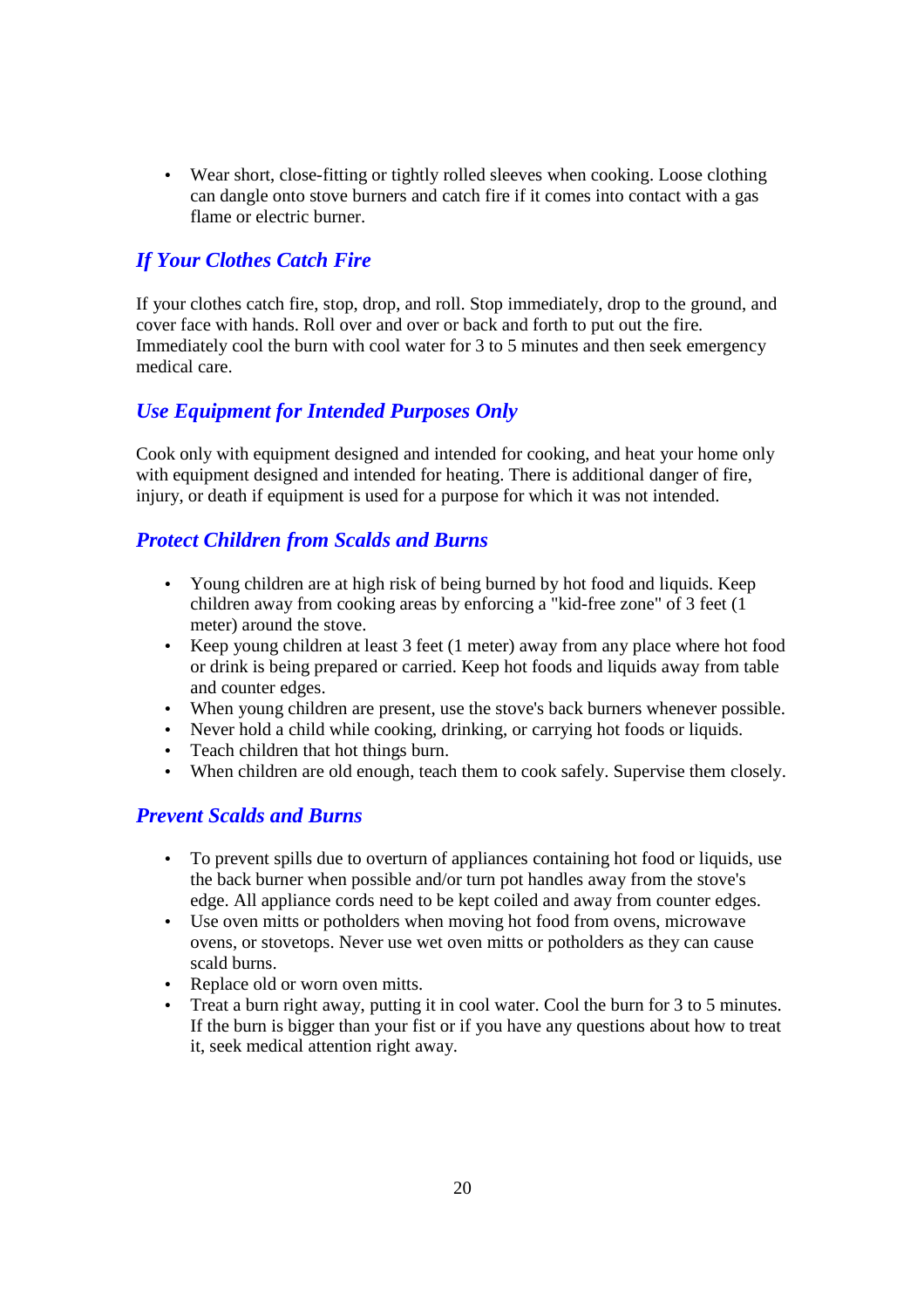- Wear short, close-fitting or tightly rolled sleeves when cooking. Loose clothing can dangle onto stove burners and catch fire if it comes into contact with a gas flame or electric burner.

## *If Your Clothes Catch Fire*

If your clothes catch fire, stop, drop, and roll. Stop immediately, drop to the ground, and cover face with hands. Roll over and over or back and forth to put out the fire. Immediately cool the burn with cool water for 3 to 5 minutes and then seek emergency medical care.

## *Use Equipment for Intended Purposes Only*

Cook only with equipment designed and intended for cooking, and heat your home only with equipment designed and intended for heating. There is additional danger of fire, injury, or death if equipment is used for a purpose for which it was not intended.

## *Protect Children from Scalds and Burns*

- Young children are at high risk of being burned by hot food and liquids. Keep children away from cooking areas by enforcing a "kid-free zone" of 3 feet (1 meter) around the stove.
- Keep young children at least 3 feet (1 meter) away from any place where hot food or drink is being prepared or carried. Keep hot foods and liquids away from table and counter edges.
- When young children are present, use the stove's back burners whenever possible.
- Never hold a child while cooking, drinking, or carrying hot foods or liquids.
- Teach children that hot things burn.
- When children are old enough, teach them to cook safely. Supervise them closely.

## *Prevent Scalds and Burns*

- To prevent spills due to overturn of appliances containing hot food or liquids, use the back burner when possible and/or turn pot handles away from the stove's edge. All appliance cords need to be kept coiled and away from counter edges.
- Use oven mitts or potholders when moving hot food from ovens, microwave ovens, or stovetops. Never use wet oven mitts or potholders as they can cause scald burns.
- Replace old or worn oven mitts.
- Treat a burn right away, putting it in cool water. Cool the burn for 3 to 5 minutes. If the burn is bigger than your fist or if you have any questions about how to treat it, seek medical attention right away.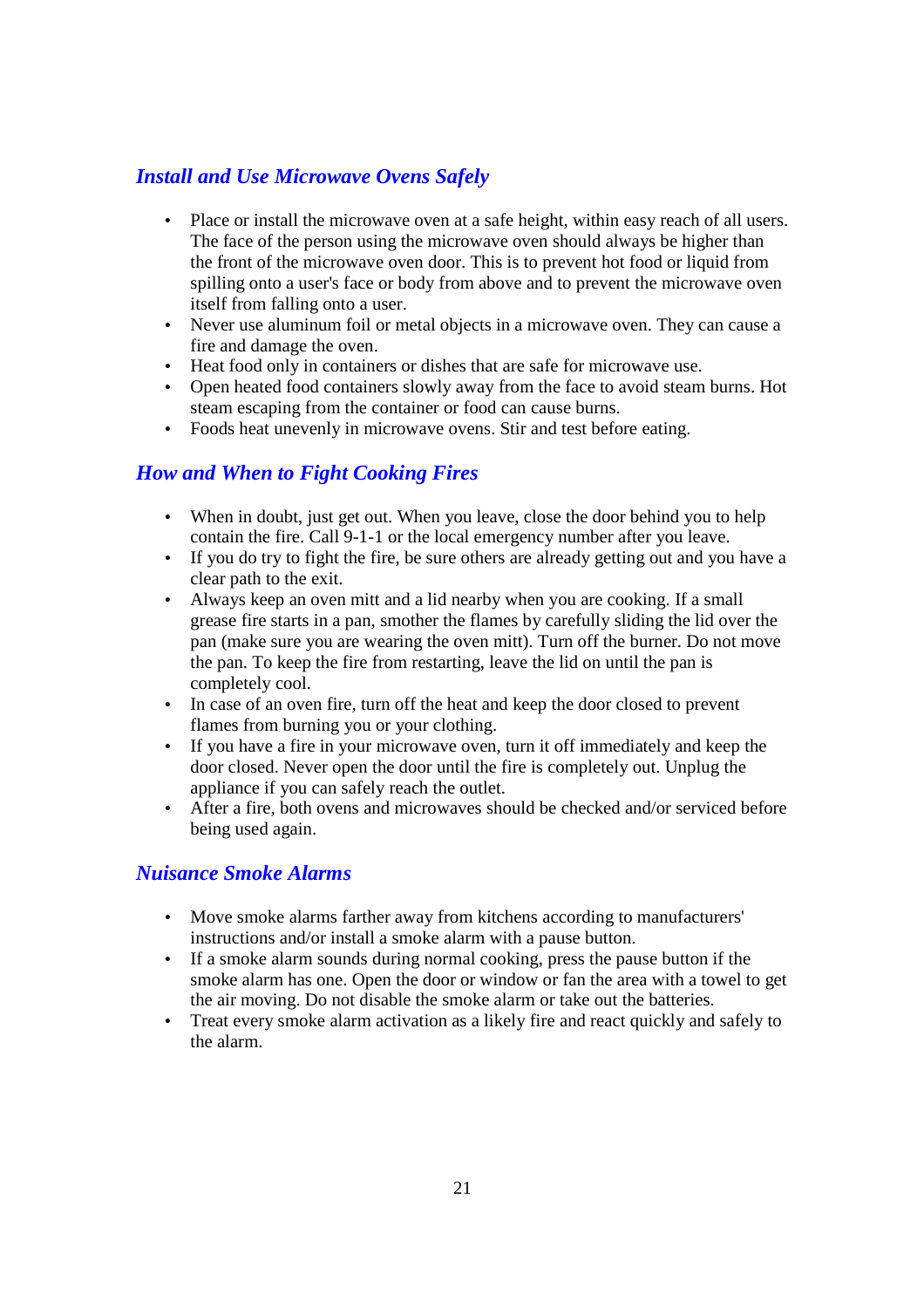## *Install and Use Microwave Ovens Safely*

- Place or install the microwave oven at a safe height, within easy reach of all users. The face of the person using the microwave oven should always be higher than the front of the microwave oven door. This is to prevent hot food or liquid from spilling onto a user's face or body from above and to prevent the microwave oven itself from falling onto a user.
- Never use aluminum foil or metal objects in a microwave oven. They can cause a fire and damage the oven.
- Heat food only in containers or dishes that are safe for microwave use.
- Open heated food containers slowly away from the face to avoid steam burns. Hot steam escaping from the container or food can cause burns.
- Foods heat unevenly in microwave ovens. Stir and test before eating.

## *How and When to Fight Cooking Fires*

- When in doubt, just get out. When you leave, close the door behind you to help contain the fire. Call 9-1-1 or the local emergency number after you leave.
- If you do try to fight the fire, be sure others are already getting out and you have a clear path to the exit.
- Always keep an oven mitt and a lid nearby when you are cooking. If a small grease fire starts in a pan, smother the flames by carefully sliding the lid over the pan (make sure you are wearing the oven mitt). Turn off the burner. Do not move the pan. To keep the fire from restarting, leave the lid on until the pan is completely cool.
- In case of an oven fire, turn off the heat and keep the door closed to prevent flames from burning you or your clothing.
- If you have a fire in your microwave oven, turn it off immediately and keep the door closed. Never open the door until the fire is completely out. Unplug the appliance if you can safely reach the outlet.
- After a fire, both ovens and microwaves should be checked and/or serviced before being used again.

## *Nuisance Smoke Alarms*

- Move smoke alarms farther away from kitchens according to manufacturers' instructions and/or install a smoke alarm with a pause button.
- If a smoke alarm sounds during normal cooking, press the pause button if the smoke alarm has one. Open the door or window or fan the area with a towel to get the air moving. Do not disable the smoke alarm or take out the batteries.
- Treat every smoke alarm activation as a likely fire and react quickly and safely to the alarm.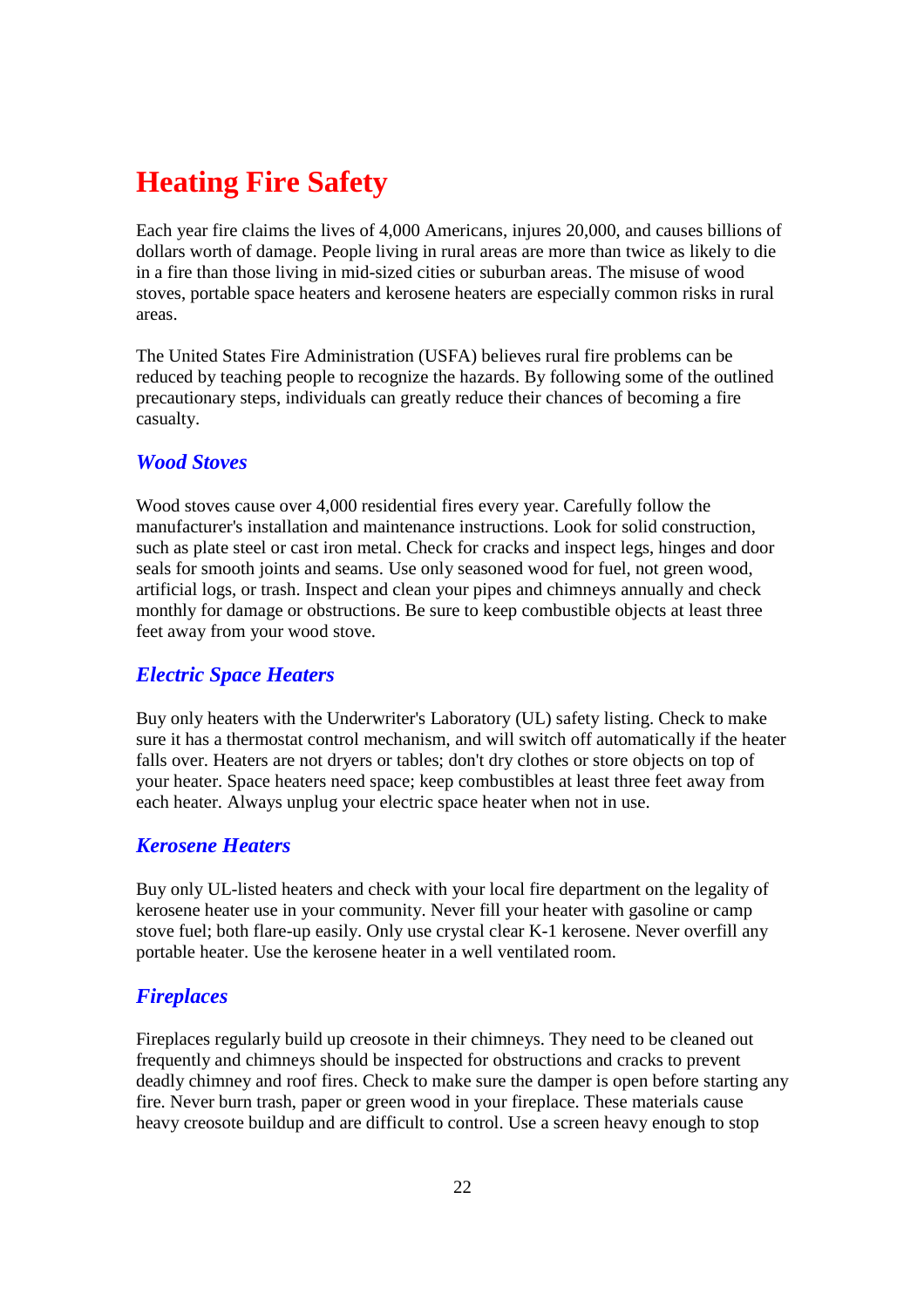# Heating Fire Safety

Each year fire claims the lives of 4,000 Americans, injures 20,000, and causes billions of dollars worth of damage. People living in rural areas are more than twice as likely to die in a fire than those living in mid-sized cities or suburban areas. The misuse of wood stoves, portable space heaters and kerosene heaters are especially common risks in rural areas.

The United States Fire Administration (USFA) believes rural fire problems can be reduced by teaching people to recognize the hazards. By following some of the outlined precautionary steps, individuals can greatly reduce their chances of becoming a fire casualty.

## *Wood Stoves*

Wood stoves cause over 4,000 residential fires every year. Carefully follow the manufacturer's installation and maintenance instructions. Look for solid construction, such as plate steel or cast iron metal. Check for cracks and inspect legs, hinges and door seals for smooth joints and seams. Use only seasoned wood for fuel, not green wood, artificial logs, or trash. Inspect and clean your pipes and chimneys annually and check monthly for damage or obstructions. Be sure to keep combustible objects at least three feet away from your wood stove.

## *Electric Space Heaters*

Buy only heaters with the Underwriter's Laboratory (UL) safety listing. Check to make sure it has a thermostat control mechanism, and will switch off automatically if the heater falls over. Heaters are not dryers or tables; don't dry clothes or store objects on top of your heater. Space heaters need space; keep combustibles at least three feet away from each heater. Always unplug your electric space heater when not in use.

## *Kerosene Heaters*

Buy only UL-listed heaters and check with your local fire department on the legality of kerosene heater use in your community. Never fill your heater with gasoline or camp stove fuel; both flare-up easily. Only use crystal clear K-1 kerosene. Never overfill any portable heater. Use the kerosene heater in a well ventilated room.

## *Fireplaces*

Fireplaces regularly build up creosote in their chimneys. They need to be cleaned out frequently and chimneys should be inspected for obstructions and cracks to prevent deadly chimney and roof fires. Check to make sure the damper is open before starting any fire. Never burn trash, paper or green wood in your fireplace. These materials cause heavy creosote buildup and are difficult to control. Use a screen heavy enough to stop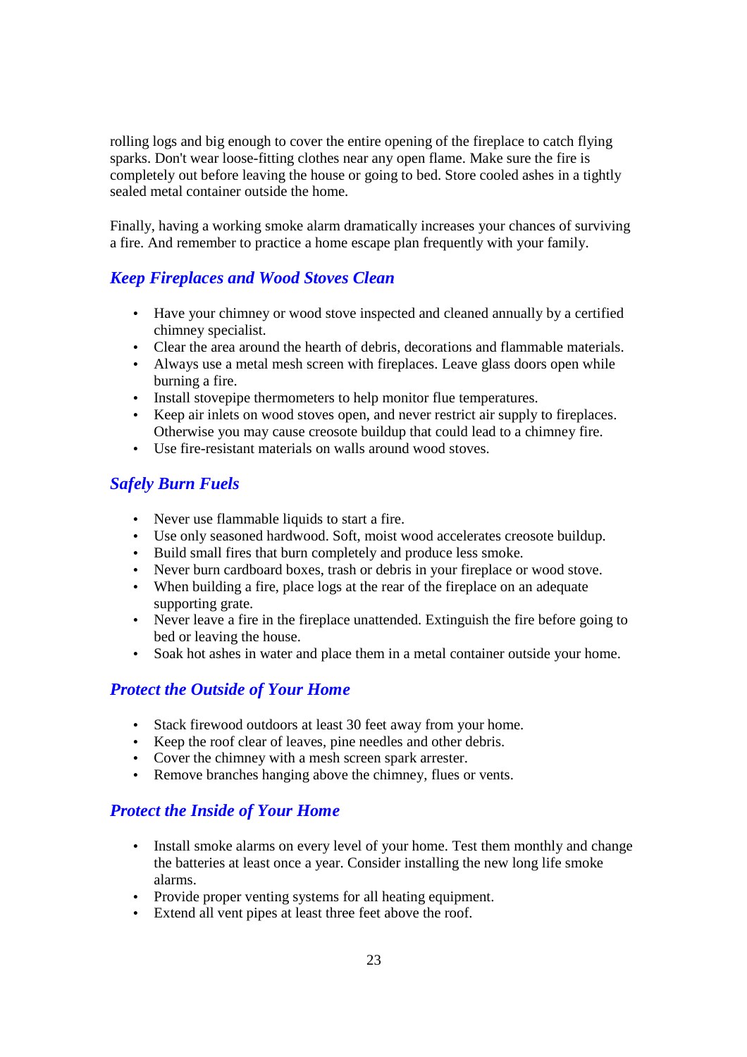rolling logs and big enough to cover the entire opening of the fireplace to catch flying sparks. Don't wear loose-fitting clothes near any open flame. Make sure the fire is completely out before leaving the house or going to bed. Store cooled ashes in a tightly sealed metal container outside the home.

Finally, having a working smoke alarm dramatically increases your chances of surviving a fire. And remember to practice a home escape plan frequently with your family.

## *Keep Fireplaces and Wood Stoves Clean*

- Have your chimney or wood stove inspected and cleaned annually by a certified chimney specialist.
- Clear the area around the hearth of debris, decorations and flammable materials.
- Always use a metal mesh screen with fireplaces. Leave glass doors open while burning a fire.
- Install stovepipe thermometers to help monitor flue temperatures.
- Keep air inlets on wood stoves open, and never restrict air supply to fireplaces. Otherwise you may cause creosote buildup that could lead to a chimney fire.
- Use fire-resistant materials on walls around wood stoves.

## *Safely Burn Fuels*

- Never use flammable liquids to start a fire.
- Use only seasoned hardwood. Soft, moist wood accelerates creosote buildup.
- Build small fires that burn completely and produce less smoke.
- Never burn cardboard boxes, trash or debris in your fireplace or wood stove.
- When building a fire, place logs at the rear of the fireplace on an adequate supporting grate.
- Never leave a fire in the fireplace unattended. Extinguish the fire before going to bed or leaving the house.
- Soak hot ashes in water and place them in a metal container outside your home.

## *Protect the Outside of Your Home*

- Stack firewood outdoors at least 30 feet away from your home.
- Keep the roof clear of leaves, pine needles and other debris.
- Cover the chimney with a mesh screen spark arrester.
- Remove branches hanging above the chimney, flues or vents.

## *Protect the Inside of Your Home*

- Install smoke alarms on every level of your home. Test them monthly and change the batteries at least once a year. Consider installing the new long life smoke alarms.
- Provide proper venting systems for all heating equipment.
- Extend all vent pipes at least three feet above the roof.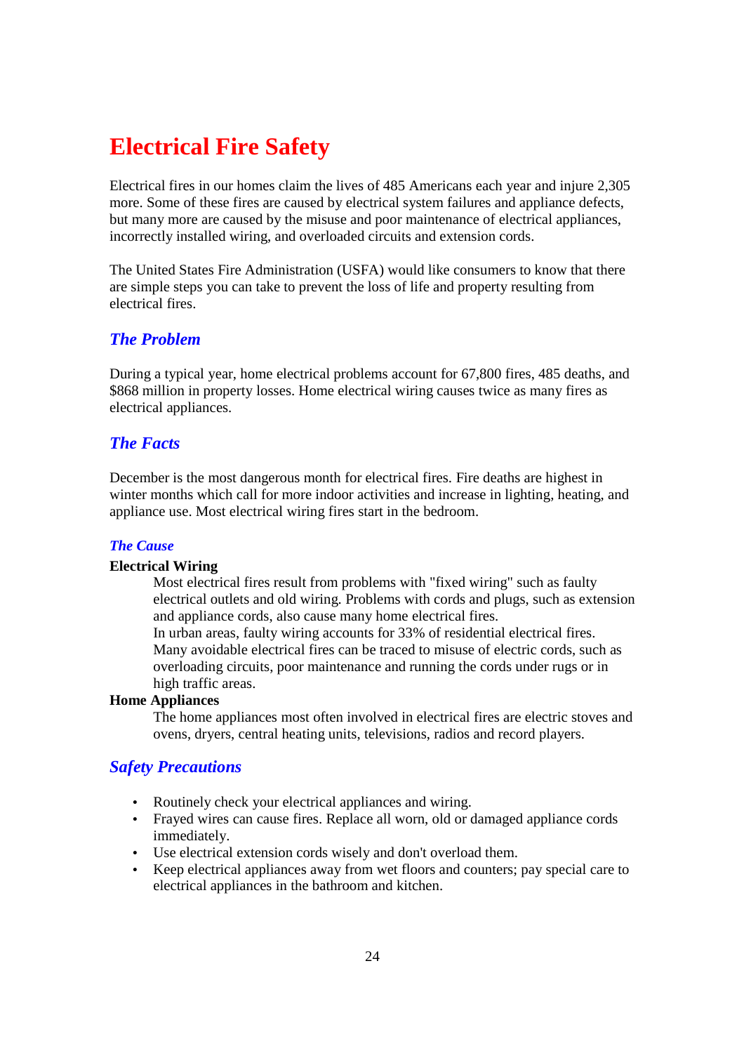# Electrical Fire Safety

Electrical fires in our homes claim the lives of 485 Americans each year and injure 2,305 more. Some of these fires are caused by electrical system failures and appliance defects, but many more are caused by the misuse and poor maintenance of electrical appliances, incorrectly installed wiring, and overloaded circuits and extension cords.

The United States Fire Administration (USFA) would like consumers to know that there are simple steps you can take to prevent the loss of life and property resulting from electrical fires.

## *The Problem*

During a typical year, home electrical problems account for 67,800 fires, 485 deaths, and $868 million in property losses. Home electrical wiring causes twice as many fires as electrical appliances.

## *The Facts*

December is the most dangerous month for electrical fires. Fire deaths are highest in winter months which call for more indoor activities and increase in lighting, heating, and appliance use. Most electrical wiring fires start in the bedroom.

### *The Cause*

**Electrical Wiring**

Most electrical fires result from problems with "fixed wiring" such as faulty electrical outlets and old wiring. Problems with cords and plugs, such as extension and appliance cords, also cause many home electrical fires.
In urban areas, faulty wiring accounts for 33% of residential electrical fires.
Many avoidable electrical fires can be traced to misuse of electric cords, such as overloading circuits, poor maintenance and running the cords under rugs or in high traffic areas.

**Home Appliances**

The home appliances most often involved in electrical fires are electric stoves and ovens, dryers, central heating units, televisions, radios and record players.

## *Safety Precautions*

- Routinely check your electrical appliances and wiring.
- Frayed wires can cause fires. Replace all worn, old or damaged appliance cords immediately.
- Use electrical extension cords wisely and don't overload them.
- Keep electrical appliances away from wet floors and counters; pay special care to electrical appliances in the bathroom and kitchen.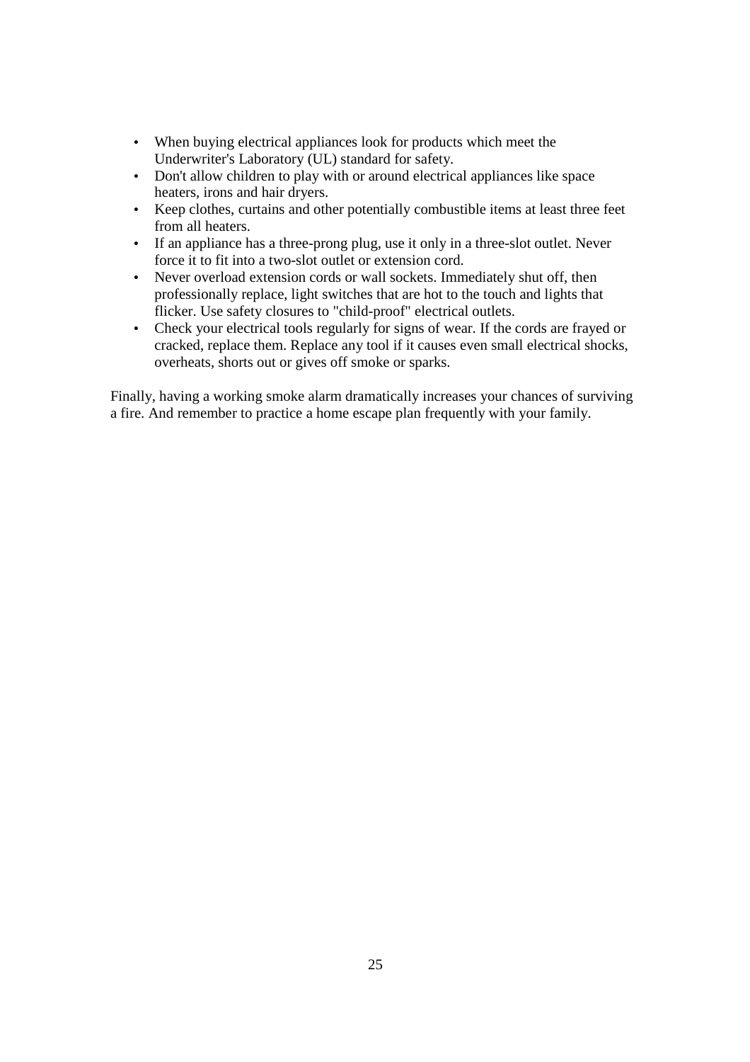- When buying electrical appliances look for products which meet the Underwriter's Laboratory (UL) standard for safety.
- Don't allow children to play with or around electrical appliances like space heaters, irons and hair dryers.
- Keep clothes, curtains and other potentially combustible items at least three feet from all heaters.
- If an appliance has a three-prong plug, use it only in a three-slot outlet. Never force it to fit into a two-slot outlet or extension cord.
- Never overload extension cords or wall sockets. Immediately shut off, then professionally replace, light switches that are hot to the touch and lights that flicker. Use safety closures to "child-proof" electrical outlets.
- Check your electrical tools regularly for signs of wear. If the cords are frayed or cracked, replace them. Replace any tool if it causes even small electrical shocks, overheats, shorts out or gives off smoke or sparks.

Finally, having a working smoke alarm dramatically increases your chances of surviving a fire. And remember to practice a home escape plan frequently with your family.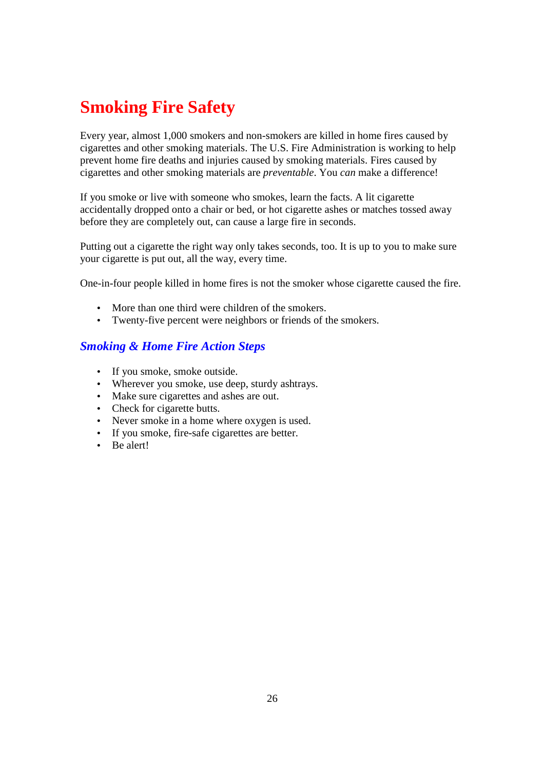# Smoking Fire Safety

Every year, almost 1,000 smokers and non-smokers are killed in home fires caused by cigarettes and other smoking materials. The U.S. Fire Administration is working to help prevent home fire deaths and injuries caused by smoking materials. Fires caused by cigarettes and other smoking materials are *preventable*. You *can* make a difference!

If you smoke or live with someone who smokes, learn the facts. A lit cigarette accidentally dropped onto a chair or bed, or hot cigarette ashes or matches tossed away before they are completely out, can cause a large fire in seconds.

Putting out a cigarette the right way only takes seconds, too. It is up to you to make sure your cigarette is put out, all the way, every time.

One-in-four people killed in home fires is not the smoker whose cigarette caused the fire.

- More than one third were children of the smokers.
- Twenty-five percent were neighbors or friends of the smokers.

## *Smoking & Home Fire Action Steps*

- If you smoke, smoke outside.
- Wherever you smoke, use deep, sturdy ashtrays.
- Make sure cigarettes and ashes are out.
- Check for cigarette butts.
- Never smoke in a home where oxygen is used.
- If you smoke, fire-safe cigarettes are better.
- Be alert!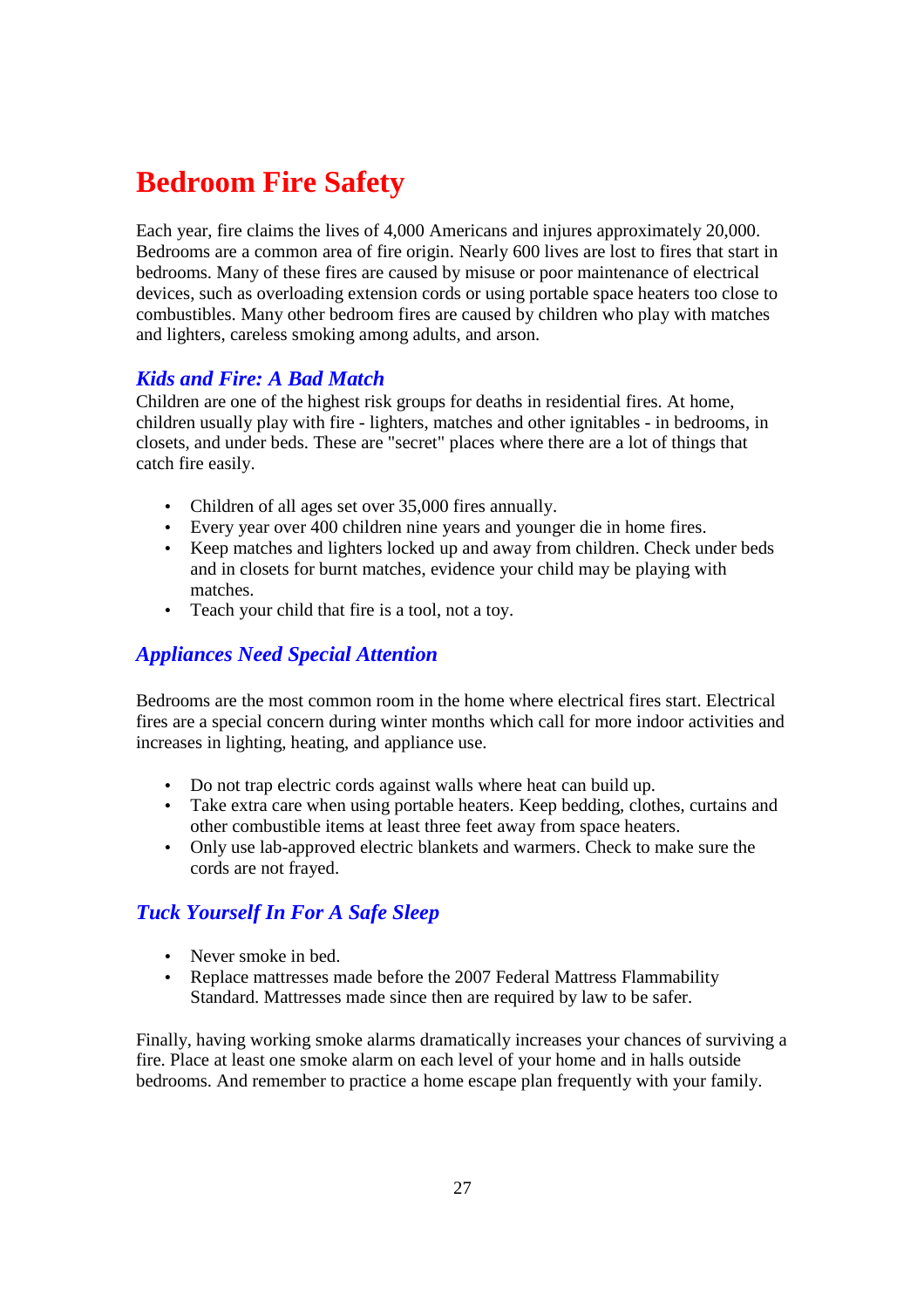# Bedroom Fire Safety

Each year, fire claims the lives of 4,000 Americans and injures approximately 20,000. Bedrooms are a common area of fire origin. Nearly 600 lives are lost to fires that start in bedrooms. Many of these fires are caused by misuse or poor maintenance of electrical devices, such as overloading extension cords or using portable space heaters too close to combustibles. Many other bedroom fires are caused by children who play with matches and lighters, careless smoking among adults, and arson.

## *Kids and Fire: A Bad Match*

Children are one of the highest risk groups for deaths in residential fires. At home, children usually play with fire - lighters, matches and other ignitables - in bedrooms, in closets, and under beds. These are "secret" places where there are a lot of things that catch fire easily.

- Children of all ages set over 35,000 fires annually.
- Every year over 400 children nine years and younger die in home fires.
- Keep matches and lighters locked up and away from children. Check under beds and in closets for burnt matches, evidence your child may be playing with matches.
- Teach your child that fire is a tool, not a toy.

## *Appliances Need Special Attention*

Bedrooms are the most common room in the home where electrical fires start. Electrical fires are a special concern during winter months which call for more indoor activities and increases in lighting, heating, and appliance use.

- Do not trap electric cords against walls where heat can build up.
- Take extra care when using portable heaters. Keep bedding, clothes, curtains and other combustible items at least three feet away from space heaters.
- Only use lab-approved electric blankets and warmers. Check to make sure the cords are not frayed.

## *Tuck Yourself In For A Safe Sleep*

- Never smoke in bed.
- Replace mattresses made before the 2007 Federal Mattress Flammability Standard. Mattresses made since then are required by law to be safer.

Finally, having working smoke alarms dramatically increases your chances of surviving a fire. Place at least one smoke alarm on each level of your home and in halls outside bedrooms. And remember to practice a home escape plan frequently with your family.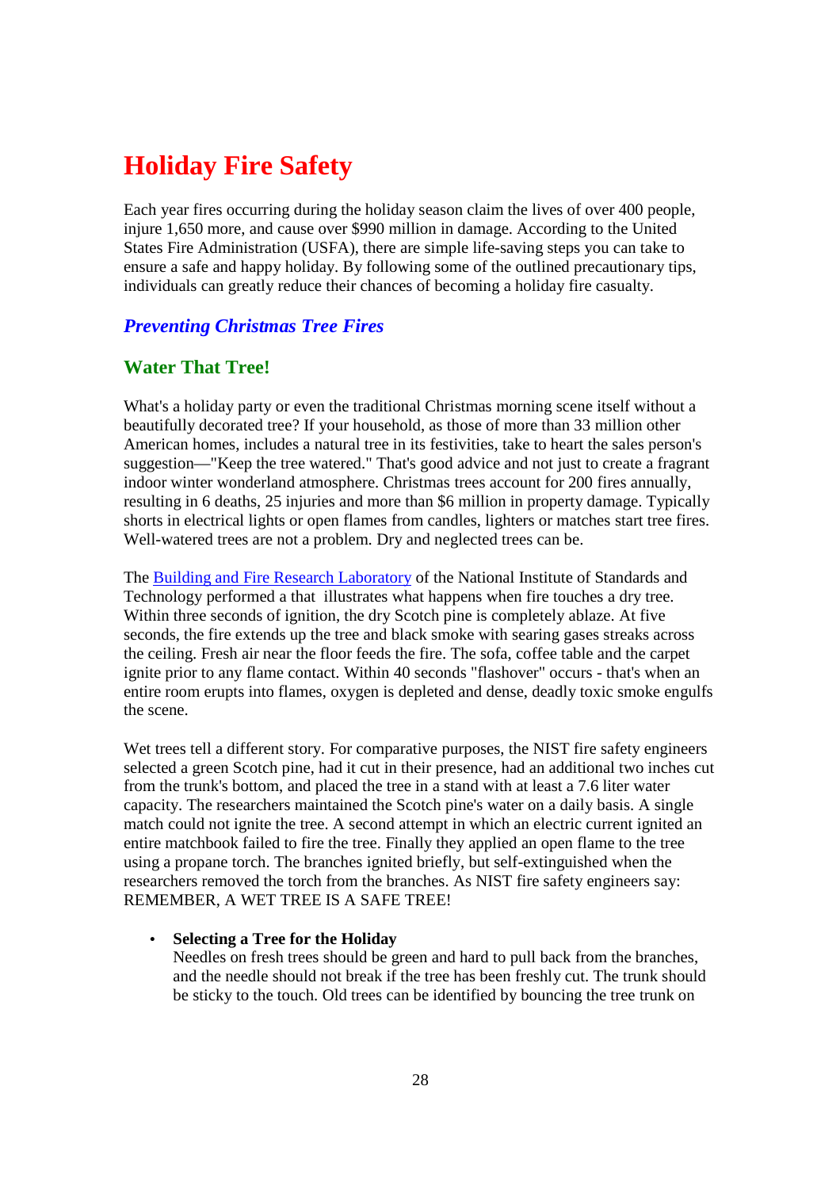# Holiday Fire Safety

Each year fires occurring during the holiday season claim the lives of over 400 people, injure 1,650 more, and cause over $990 million in damage. According to the United States Fire Administration (USFA), there are simple life-saving steps you can take to ensure a safe and happy holiday. By following some of the outlined precautionary tips, individuals can greatly reduce their chances of becoming a holiday fire casualty.

## *Preventing Christmas Tree Fires*

## Water That Tree!

What's a holiday party or even the traditional Christmas morning scene itself without a beautifully decorated tree? If your household, as those of more than 33 million other American homes, includes a natural tree in its festivities, take to heart the sales person's suggestion—"Keep the tree watered." That's good advice and not just to create a fragrant indoor winter wonderland atmosphere. Christmas trees account for 200 fires annually, resulting in 6 deaths, 25 injuries and more than $6 million in property damage. Typically shorts in electrical lights or open flames from candles, lighters or matches start tree fires. Well-watered trees are not a problem. Dry and neglected trees can be.

The Building and Fire Research Laboratory of the National Institute of Standards and Technology performed a that illustrates what happens when fire touches a dry tree. Within three seconds of ignition, the dry Scotch pine is completely ablaze. At five seconds, the fire extends up the tree and black smoke with searing gases streaks across the ceiling. Fresh air near the floor feeds the fire. The sofa, coffee table and the carpet ignite prior to any flame contact. Within 40 seconds "flashover" occurs - that's when an entire room erupts into flames, oxygen is depleted and dense, deadly toxic smoke engulfs the scene.

Wet trees tell a different story. For comparative purposes, the NIST fire safety engineers selected a green Scotch pine, had it cut in their presence, had an additional two inches cut from the trunk's bottom, and placed the tree in a stand with at least a 7.6 liter water capacity. The researchers maintained the Scotch pine's water on a daily basis. A single match could not ignite the tree. A second attempt in which an electric current ignited an entire matchbook failed to fire the tree. Finally they applied an open flame to the tree using a propane torch. The branches ignited briefly, but self-extinguished when the researchers removed the torch from the branches. As NIST fire safety engineers say: REMEMBER, A WET TREE IS A SAFE TREE!

- **Selecting a Tree for the Holiday**
  Needles on fresh trees should be green and hard to pull back from the branches, and the needle should not break if the tree has been freshly cut. The trunk should be sticky to the touch. Old trees can be identified by bouncing the tree trunk on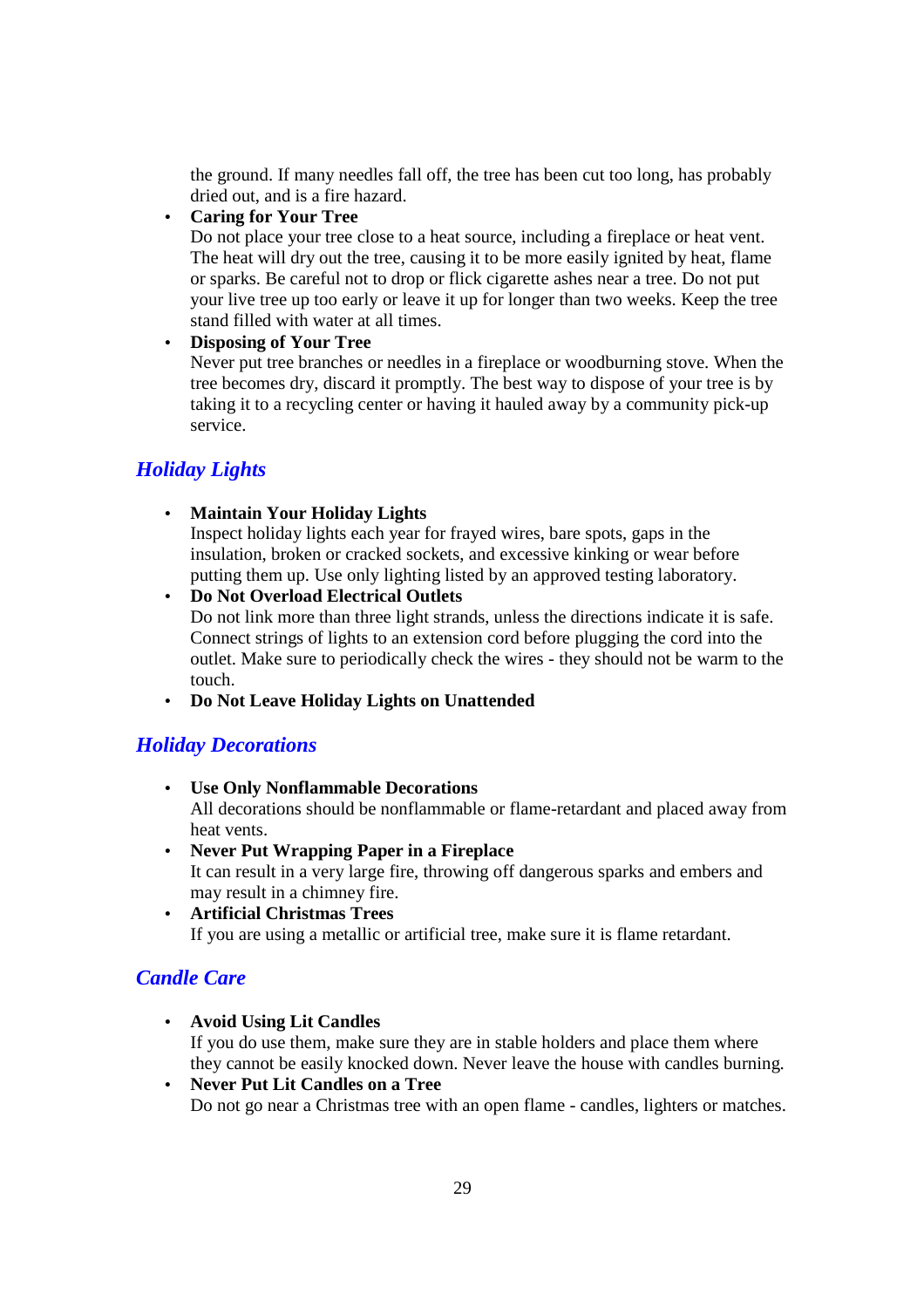the ground. If many needles fall off, the tree has been cut too long, has probably dried out, and is a fire hazard.

- **Caring for Your Tree**
  Do not place your tree close to a heat source, including a fireplace or heat vent. The heat will dry out the tree, causing it to be more easily ignited by heat, flame or sparks. Be careful not to drop or flick cigarette ashes near a tree. Do not put your live tree up too early or leave it up for longer than two weeks. Keep the tree stand filled with water at all times.
- **Disposing of Your Tree**
  Never put tree branches or needles in a fireplace or woodburning stove. When the tree becomes dry, discard it promptly. The best way to dispose of your tree is by taking it to a recycling center or having it hauled away by a community pick-up service.

## *Holiday Lights*

- **Maintain Your Holiday Lights**
  Inspect holiday lights each year for frayed wires, bare spots, gaps in the insulation, broken or cracked sockets, and excessive kinking or wear before putting them up. Use only lighting listed by an approved testing laboratory.
- **Do Not Overload Electrical Outlets**
  Do not link more than three light strands, unless the directions indicate it is safe. Connect strings of lights to an extension cord before plugging the cord into the outlet. Make sure to periodically check the wires - they should not be warm to the touch.
- **Do Not Leave Holiday Lights on Unattended**

## *Holiday Decorations*

- **Use Only Nonflammable Decorations**
  All decorations should be nonflammable or flame-retardant and placed away from heat vents.
- **Never Put Wrapping Paper in a Fireplace**
  It can result in a very large fire, throwing off dangerous sparks and embers and may result in a chimney fire.
- **Artificial Christmas Trees**
  If you are using a metallic or artificial tree, make sure it is flame retardant.

## *Candle Care*

- **Avoid Using Lit Candles**
  If you do use them, make sure they are in stable holders and place them where they cannot be easily knocked down. Never leave the house with candles burning.
- **Never Put Lit Candles on a Tree**
  Do not go near a Christmas tree with an open flame - candles, lighters or matches.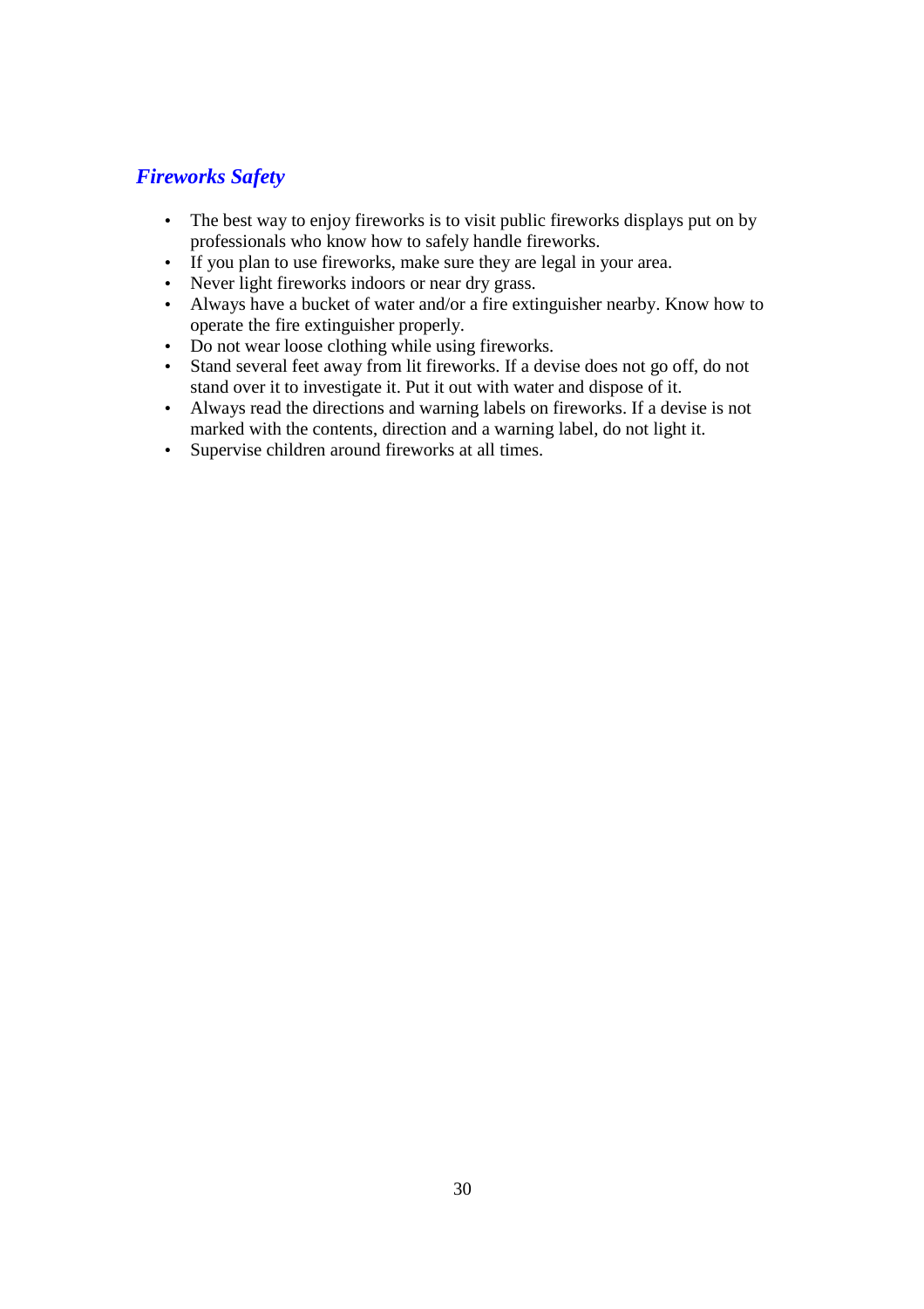## *Fireworks Safety*

- The best way to enjoy fireworks is to visit public fireworks displays put on by professionals who know how to safely handle fireworks.
- If you plan to use fireworks, make sure they are legal in your area.
- Never light fireworks indoors or near dry grass.
- Always have a bucket of water and/or a fire extinguisher nearby. Know how to operate the fire extinguisher properly.
- Do not wear loose clothing while using fireworks.
- Stand several feet away from lit fireworks. If a devise does not go off, do not stand over it to investigate it. Put it out with water and dispose of it.
- Always read the directions and warning labels on fireworks. If a devise is not marked with the contents, direction and a warning label, do not light it.
- Supervise children around fireworks at all times.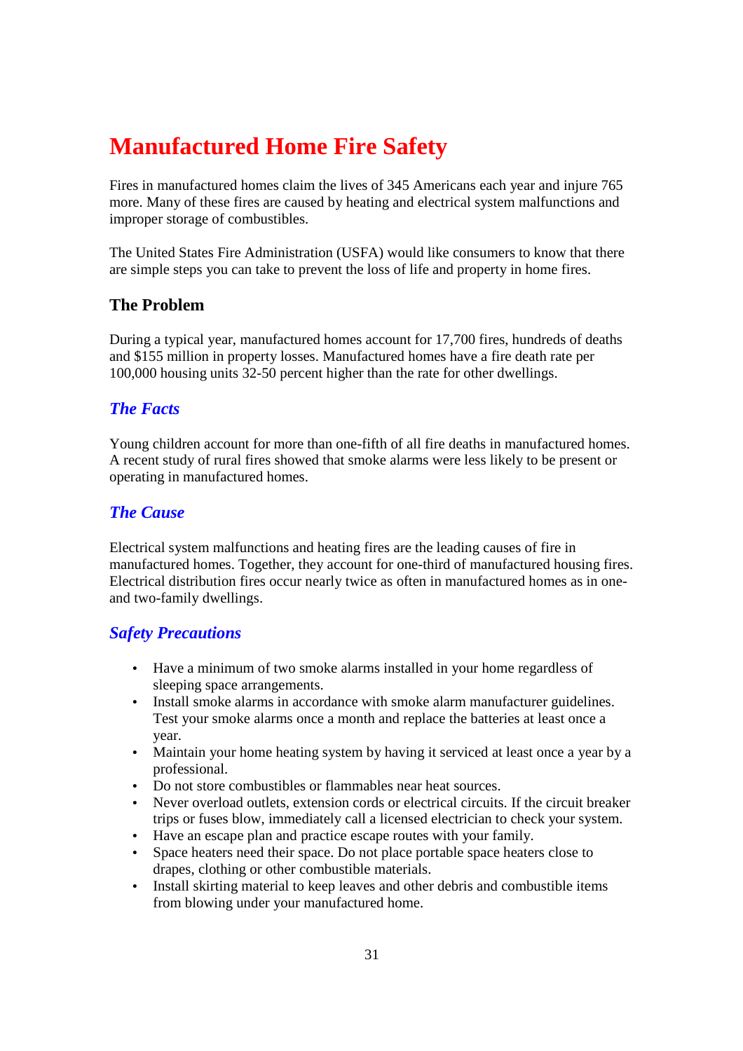# Manufactured Home Fire Safety

Fires in manufactured homes claim the lives of 345 Americans each year and injure 765 more. Many of these fires are caused by heating and electrical system malfunctions and improper storage of combustibles.

The United States Fire Administration (USFA) would like consumers to know that there are simple steps you can take to prevent the loss of life and property in home fires.

## The Problem

During a typical year, manufactured homes account for 17,700 fires, hundreds of deaths and $155 million in property losses. Manufactured homes have a fire death rate per 100,000 housing units 32-50 percent higher than the rate for other dwellings.

### *The Facts*

Young children account for more than one-fifth of all fire deaths in manufactured homes. A recent study of rural fires showed that smoke alarms were less likely to be present or operating in manufactured homes.

### *The Cause*

Electrical system malfunctions and heating fires are the leading causes of fire in manufactured homes. Together, they account for one-third of manufactured housing fires. Electrical distribution fires occur nearly twice as often in manufactured homes as in one- and two-family dwellings.

### *Safety Precautions*

- Have a minimum of two smoke alarms installed in your home regardless of sleeping space arrangements.
- Install smoke alarms in accordance with smoke alarm manufacturer guidelines. Test your smoke alarms once a month and replace the batteries at least once a year.
- Maintain your home heating system by having it serviced at least once a year by a professional.
- Do not store combustibles or flammables near heat sources.
- Never overload outlets, extension cords or electrical circuits. If the circuit breaker trips or fuses blow, immediately call a licensed electrician to check your system.
- Have an escape plan and practice escape routes with your family.
- Space heaters need their space. Do not place portable space heaters close to drapes, clothing or other combustible materials.
- Install skirting material to keep leaves and other debris and combustible items from blowing under your manufactured home.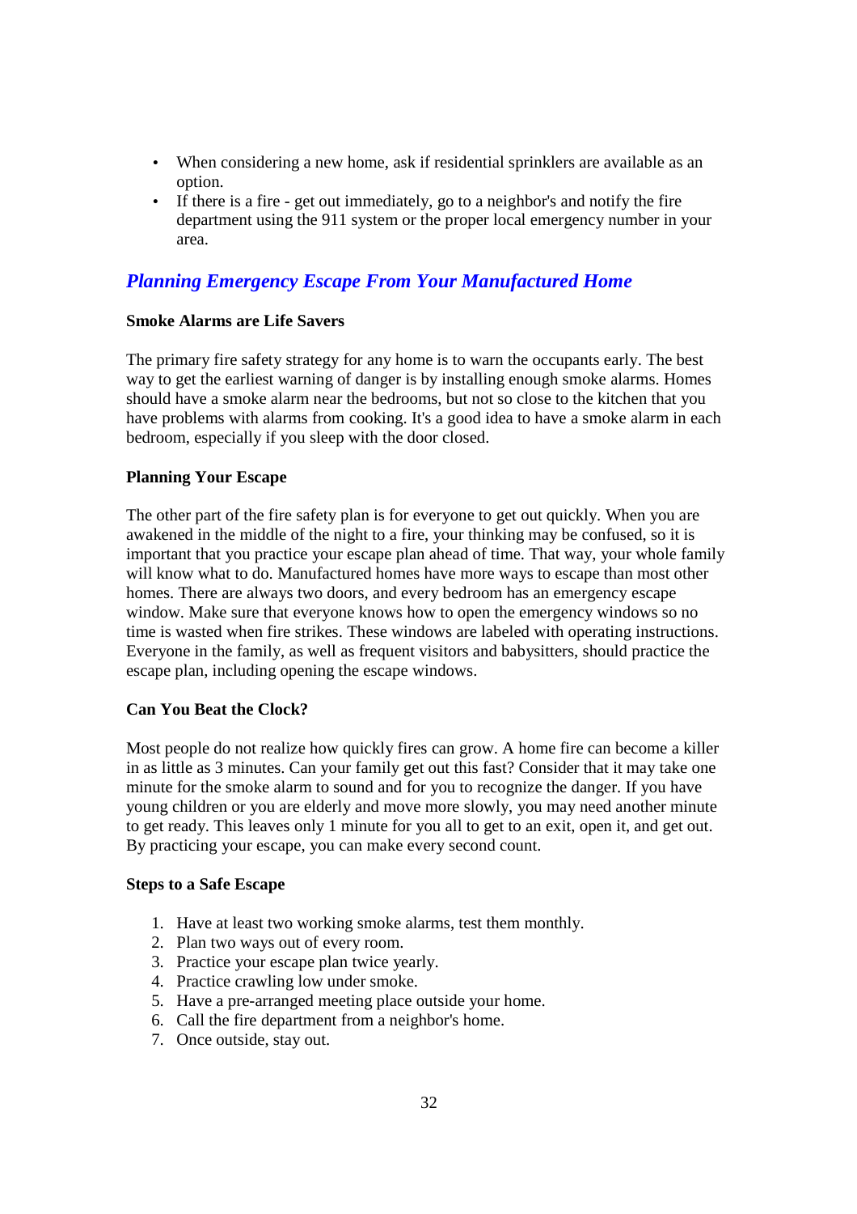- When considering a new home, ask if residential sprinklers are available as an option.
- If there is a fire - get out immediately, go to a neighbor's and notify the fire department using the 911 system or the proper local emergency number in your area.

## *Planning Emergency Escape From Your Manufactured Home*

**Smoke Alarms are Life Savers**

The primary fire safety strategy for any home is to warn the occupants early. The best way to get the earliest warning of danger is by installing enough smoke alarms. Homes should have a smoke alarm near the bedrooms, but not so close to the kitchen that you have problems with alarms from cooking. It's a good idea to have a smoke alarm in each bedroom, especially if you sleep with the door closed.

**Planning Your Escape**

The other part of the fire safety plan is for everyone to get out quickly. When you are awakened in the middle of the night to a fire, your thinking may be confused, so it is important that you practice your escape plan ahead of time. That way, your whole family will know what to do. Manufactured homes have more ways to escape than most other homes. There are always two doors, and every bedroom has an emergency escape window. Make sure that everyone knows how to open the emergency windows so no time is wasted when fire strikes. These windows are labeled with operating instructions. Everyone in the family, as well as frequent visitors and babysitters, should practice the escape plan, including opening the escape windows.

**Can You Beat the Clock?**

Most people do not realize how quickly fires can grow. A home fire can become a killer in as little as 3 minutes. Can your family get out this fast? Consider that it may take one minute for the smoke alarm to sound and for you to recognize the danger. If you have young children or you are elderly and move more slowly, you may need another minute to get ready. This leaves only 1 minute for you all to get to an exit, open it, and get out. By practicing your escape, you can make every second count.

**Steps to a Safe Escape**

1. Have at least two working smoke alarms, test them monthly.
2. Plan two ways out of every room.
3. Practice your escape plan twice yearly.
4. Practice crawling low under smoke.
5. Have a pre-arranged meeting place outside your home.
6. Call the fire department from a neighbor's home.
7. Once outside, stay out.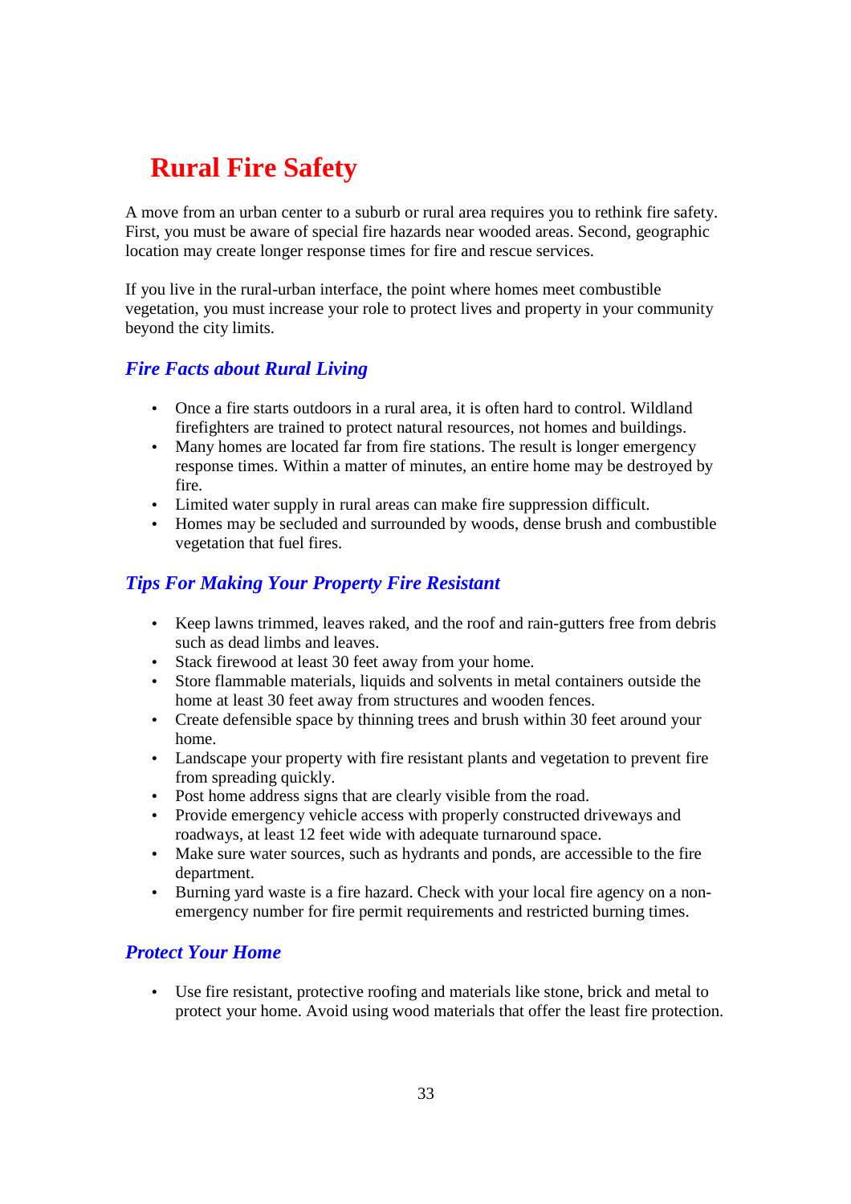# Rural Fire Safety

A move from an urban center to a suburb or rural area requires you to rethink fire safety. First, you must be aware of special fire hazards near wooded areas. Second, geographic location may create longer response times for fire and rescue services.

If you live in the rural-urban interface, the point where homes meet combustible vegetation, you must increase your role to protect lives and property in your community beyond the city limits.

## *Fire Facts about Rural Living*

- Once a fire starts outdoors in a rural area, it is often hard to control. Wildland firefighters are trained to protect natural resources, not homes and buildings.
- Many homes are located far from fire stations. The result is longer emergency response times. Within a matter of minutes, an entire home may be destroyed by fire.
- Limited water supply in rural areas can make fire suppression difficult.
- Homes may be secluded and surrounded by woods, dense brush and combustible vegetation that fuel fires.

## *Tips For Making Your Property Fire Resistant*

- Keep lawns trimmed, leaves raked, and the roof and rain-gutters free from debris such as dead limbs and leaves.
- Stack firewood at least 30 feet away from your home.
- Store flammable materials, liquids and solvents in metal containers outside the home at least 30 feet away from structures and wooden fences.
- Create defensible space by thinning trees and brush within 30 feet around your home.
- Landscape your property with fire resistant plants and vegetation to prevent fire from spreading quickly.
- Post home address signs that are clearly visible from the road.
- Provide emergency vehicle access with properly constructed driveways and roadways, at least 12 feet wide with adequate turnaround space.
- Make sure water sources, such as hydrants and ponds, are accessible to the fire department.
- Burning yard waste is a fire hazard. Check with your local fire agency on a non-emergency number for fire permit requirements and restricted burning times.

## *Protect Your Home*

- Use fire resistant, protective roofing and materials like stone, brick and metal to protect your home. Avoid using wood materials that offer the least fire protection.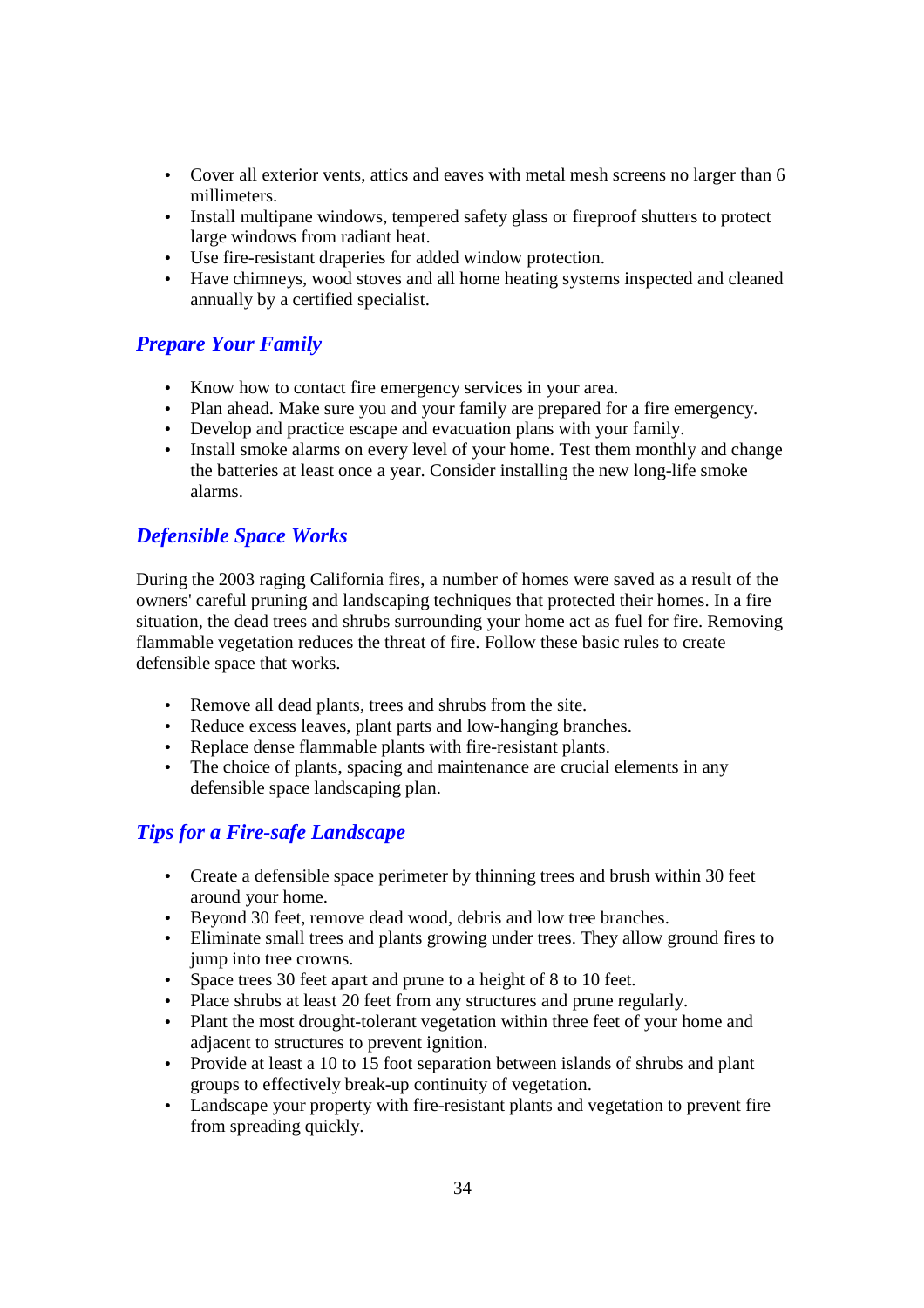- Cover all exterior vents, attics and eaves with metal mesh screens no larger than 6 millimeters.
- Install multipane windows, tempered safety glass or fireproof shutters to protect large windows from radiant heat.
- Use fire-resistant draperies for added window protection.
- Have chimneys, wood stoves and all home heating systems inspected and cleaned annually by a certified specialist.

## *Prepare Your Family*

- Know how to contact fire emergency services in your area.
- Plan ahead. Make sure you and your family are prepared for a fire emergency.
- Develop and practice escape and evacuation plans with your family.
- Install smoke alarms on every level of your home. Test them monthly and change the batteries at least once a year. Consider installing the new long-life smoke alarms.

## *Defensible Space Works*

During the 2003 raging California fires, a number of homes were saved as a result of the owners' careful pruning and landscaping techniques that protected their homes. In a fire situation, the dead trees and shrubs surrounding your home act as fuel for fire. Removing flammable vegetation reduces the threat of fire. Follow these basic rules to create defensible space that works.

- Remove all dead plants, trees and shrubs from the site.
- Reduce excess leaves, plant parts and low-hanging branches.
- Replace dense flammable plants with fire-resistant plants.
- The choice of plants, spacing and maintenance are crucial elements in any defensible space landscaping plan.

## *Tips for a Fire-safe Landscape*

- Create a defensible space perimeter by thinning trees and brush within 30 feet around your home.
- Beyond 30 feet, remove dead wood, debris and low tree branches.
- Eliminate small trees and plants growing under trees. They allow ground fires to jump into tree crowns.
- Space trees 30 feet apart and prune to a height of 8 to 10 feet.
- Place shrubs at least 20 feet from any structures and prune regularly.
- Plant the most drought-tolerant vegetation within three feet of your home and adjacent to structures to prevent ignition.
- Provide at least a 10 to 15 foot separation between islands of shrubs and plant groups to effectively break-up continuity of vegetation.
- Landscape your property with fire-resistant plants and vegetation to prevent fire from spreading quickly.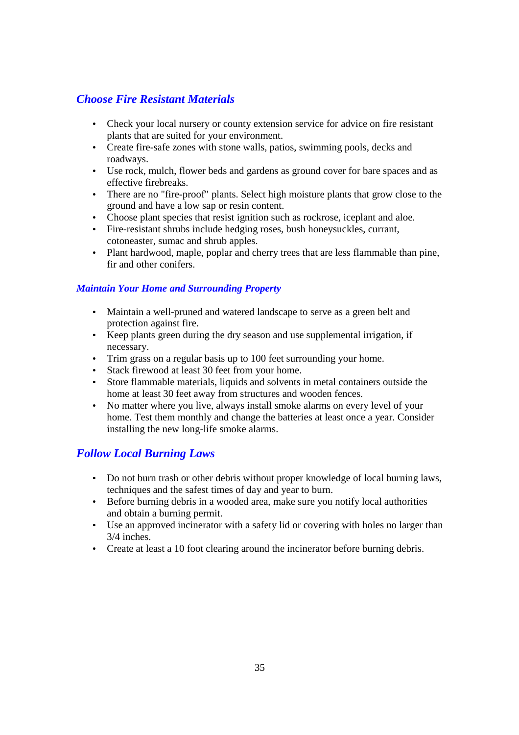## *Choose Fire Resistant Materials*

- Check your local nursery or county extension service for advice on fire resistant plants that are suited for your environment.
- Create fire-safe zones with stone walls, patios, swimming pools, decks and roadways.
- Use rock, mulch, flower beds and gardens as ground cover for bare spaces and as effective firebreaks.
- There are no "fire-proof" plants. Select high moisture plants that grow close to the ground and have a low sap or resin content.
- Choose plant species that resist ignition such as rockrose, iceplant and aloe.
- Fire-resistant shrubs include hedging roses, bush honeysuckles, currant, cotoneaster, sumac and shrub apples.
- Plant hardwood, maple, poplar and cherry trees that are less flammable than pine, fir and other conifers.

### *Maintain Your Home and Surrounding Property*

- Maintain a well-pruned and watered landscape to serve as a green belt and protection against fire.
- Keep plants green during the dry season and use supplemental irrigation, if necessary.
- Trim grass on a regular basis up to 100 feet surrounding your home.
- Stack firewood at least 30 feet from your home.
- Store flammable materials, liquids and solvents in metal containers outside the home at least 30 feet away from structures and wooden fences.
- No matter where you live, always install smoke alarms on every level of your home. Test them monthly and change the batteries at least once a year. Consider installing the new long-life smoke alarms.

## *Follow Local Burning Laws*

- Do not burn trash or other debris without proper knowledge of local burning laws, techniques and the safest times of day and year to burn.
- Before burning debris in a wooded area, make sure you notify local authorities and obtain a burning permit.
- Use an approved incinerator with a safety lid or covering with holes no larger than 3/4 inches.
- Create at least a 10 foot clearing around the incinerator before burning debris.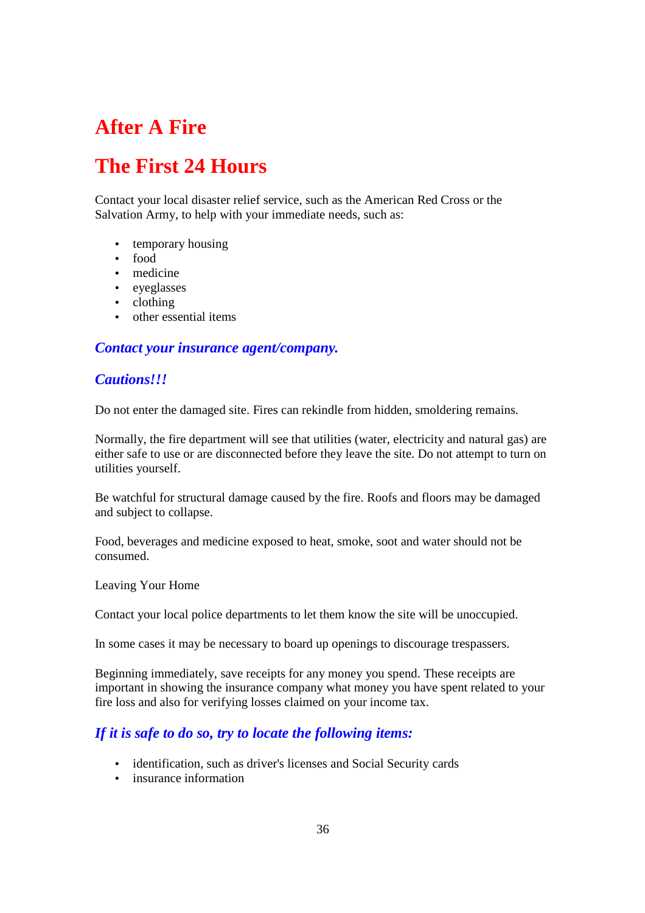# After A Fire

# The First 24 Hours

Contact your local disaster relief service, such as the American Red Cross or the Salvation Army, to help with your immediate needs, such as:

- temporary housing
- food
- medicine
- eyeglasses
- clothing
- other essential items

### *Contact your insurance agent/company.*

### *Cautions!!!*

Do not enter the damaged site. Fires can rekindle from hidden, smoldering remains.

Normally, the fire department will see that utilities (water, electricity and natural gas) are either safe to use or are disconnected before they leave the site. Do not attempt to turn on utilities yourself.

Be watchful for structural damage caused by the fire. Roofs and floors may be damaged and subject to collapse.

Food, beverages and medicine exposed to heat, smoke, soot and water should not be consumed.

Leaving Your Home

Contact your local police departments to let them know the site will be unoccupied.

In some cases it may be necessary to board up openings to discourage trespassers.

Beginning immediately, save receipts for any money you spend. These receipts are important in showing the insurance company what money you have spent related to your fire loss and also for verifying losses claimed on your income tax.

### *If it is safe to do so, try to locate the following items:*

- identification, such as driver's licenses and Social Security cards
- insurance information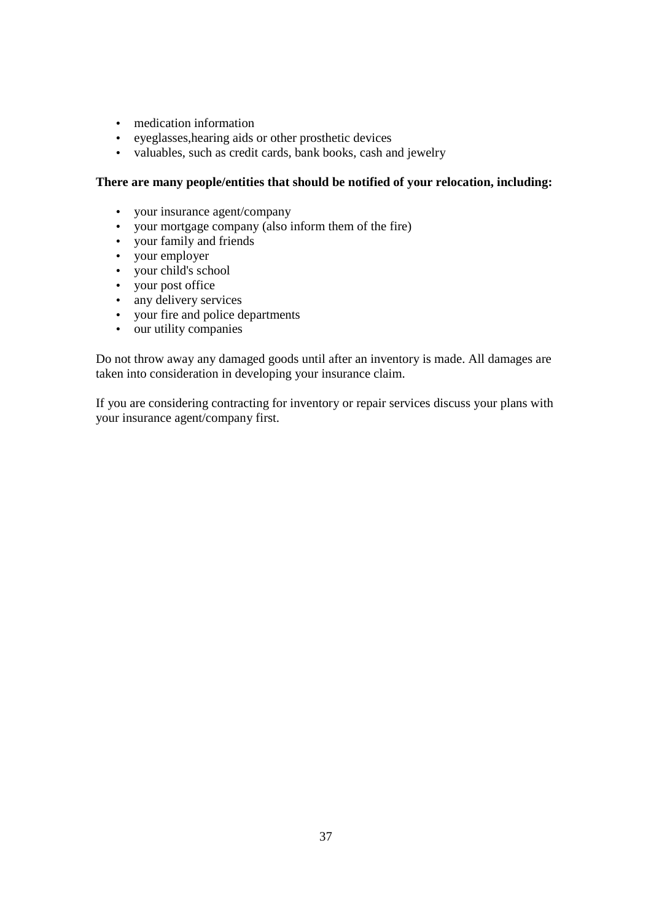- medication information
- eyeglasses,hearing aids or other prosthetic devices
- valuables, such as credit cards, bank books, cash and jewelry

**There are many people/entities that should be notified of your relocation, including:**

- your insurance agent/company
- your mortgage company (also inform them of the fire)
- your family and friends
- your employer
- your child's school
- your post office
- any delivery services
- your fire and police departments
- our utility companies

Do not throw away any damaged goods until after an inventory is made. All damages are taken into consideration in developing your insurance claim.

If you are considering contracting for inventory or repair services discuss your plans with your insurance agent/company first.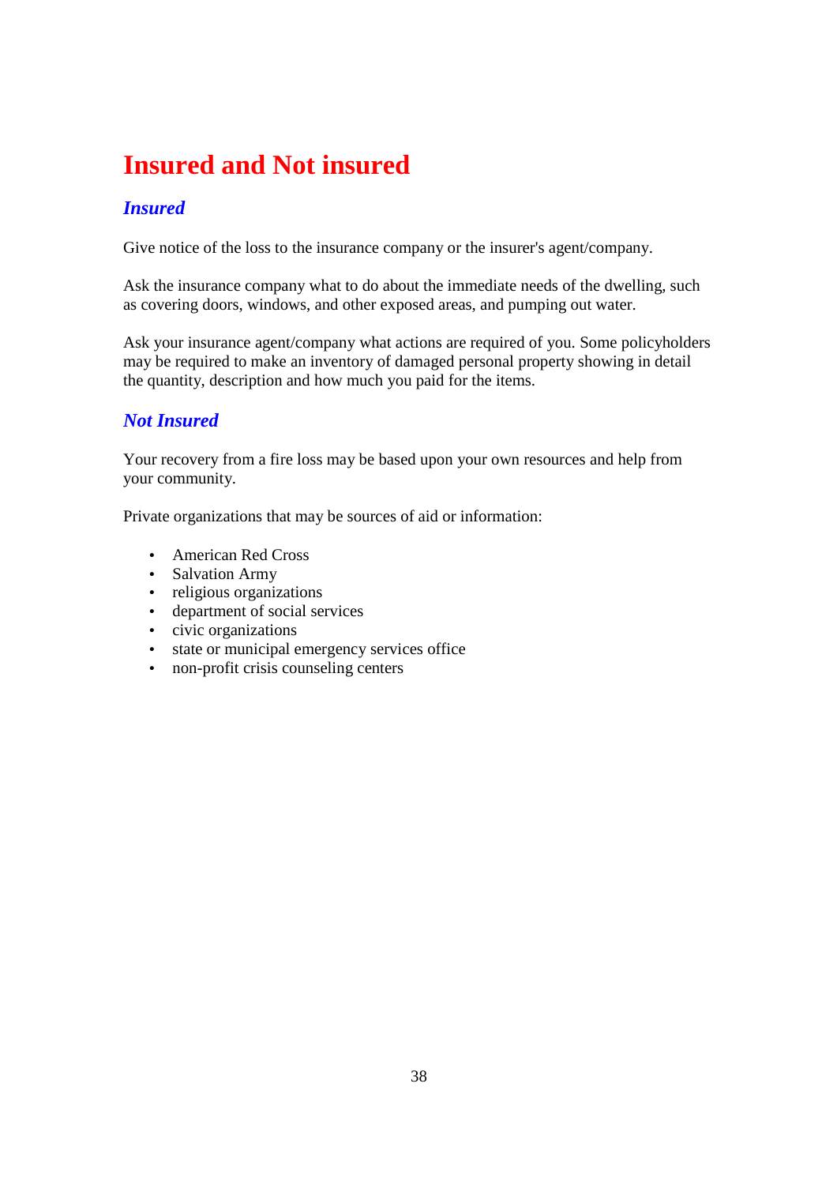# Insured and Not insured

## *Insured*

Give notice of the loss to the insurance company or the insurer's agent/company.

Ask the insurance company what to do about the immediate needs of the dwelling, such as covering doors, windows, and other exposed areas, and pumping out water.

Ask your insurance agent/company what actions are required of you. Some policyholders may be required to make an inventory of damaged personal property showing in detail the quantity, description and how much you paid for the items.

## *Not Insured*

Your recovery from a fire loss may be based upon your own resources and help from your community.

Private organizations that may be sources of aid or information:

- American Red Cross
- Salvation Army
- religious organizations
- department of social services
- civic organizations
- state or municipal emergency services office
- non-profit crisis counseling centers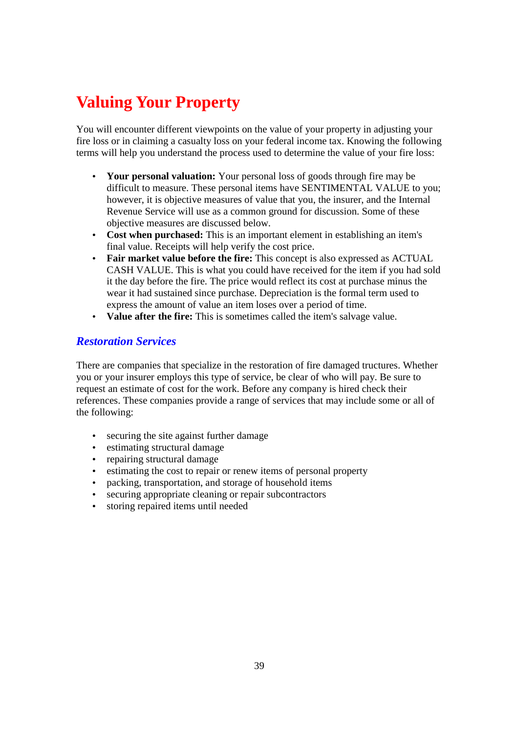# Valuing Your Property

You will encounter different viewpoints on the value of your property in adjusting your fire loss or in claiming a casualty loss on your federal income tax. Knowing the following terms will help you understand the process used to determine the value of your fire loss:

- **Your personal valuation:** Your personal loss of goods through fire may be difficult to measure. These personal items have SENTIMENTAL VALUE to you; however, it is objective measures of value that you, the insurer, and the Internal Revenue Service will use as a common ground for discussion. Some of these objective measures are discussed below.
- **Cost when purchased:** This is an important element in establishing an item's final value. Receipts will help verify the cost price.
- **Fair market value before the fire:** This concept is also expressed as ACTUAL CASH VALUE. This is what you could have received for the item if you had sold it the day before the fire. The price would reflect its cost at purchase minus the wear it had sustained since purchase. Depreciation is the formal term used to express the amount of value an item loses over a period of time.
- **Value after the fire:** This is sometimes called the item's salvage value.

## *Restoration Services*

There are companies that specialize in the restoration of fire damaged tructures. Whether you or your insurer employs this type of service, be clear of who will pay. Be sure to request an estimate of cost for the work. Before any company is hired check their references. These companies provide a range of services that may include some or all of the following:

- securing the site against further damage
- estimating structural damage
- repairing structural damage
- estimating the cost to repair or renew items of personal property
- packing, transportation, and storage of household items
- securing appropriate cleaning or repair subcontractors
- storing repaired items until needed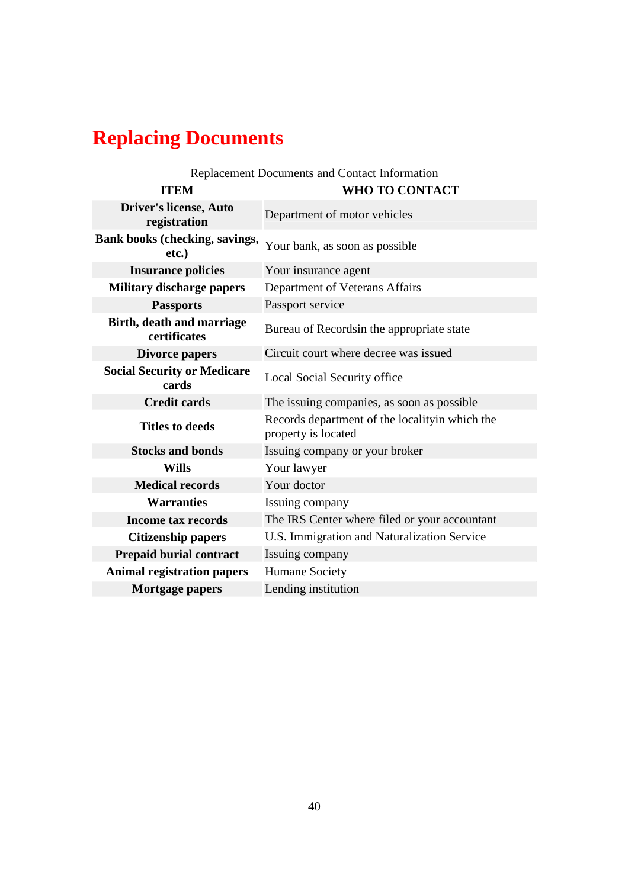# Replacing Documents

Replacement Documents and Contact Information

| ITEM | WHO TO CONTACT |
|---|---|
| **Driver's license, Auto registration** | Department of motor vehicles |
| **Bank books (checking, savings, etc.)** | Your bank, as soon as possible |
| **Insurance policies** | Your insurance agent |
| **Military discharge papers** | Department of Veterans Affairs |
| **Passports** | Passport service |
| **Birth, death and marriage certificates** | Bureau of Recordsin the appropriate state |
| **Divorce papers** | Circuit court where decree was issued |
| **Social Security or Medicare cards** | Local Social Security office |
| **Credit cards** | The issuing companies, as soon as possible |
| **Titles to deeds** | Records department of the localityin which the property is located |
| **Stocks and bonds** | Issuing company or your broker |
| **Wills** | Your lawyer |
| **Medical records** | Your doctor |
| **Warranties** | Issuing company |
| **Income tax records** | The IRS Center where filed or your accountant |
| **Citizenship papers** | U.S. Immigration and Naturalization Service |
| **Prepaid burial contract** | Issuing company |
| **Animal registration papers** | Humane Society |
| **Mortgage papers** | Lending institution |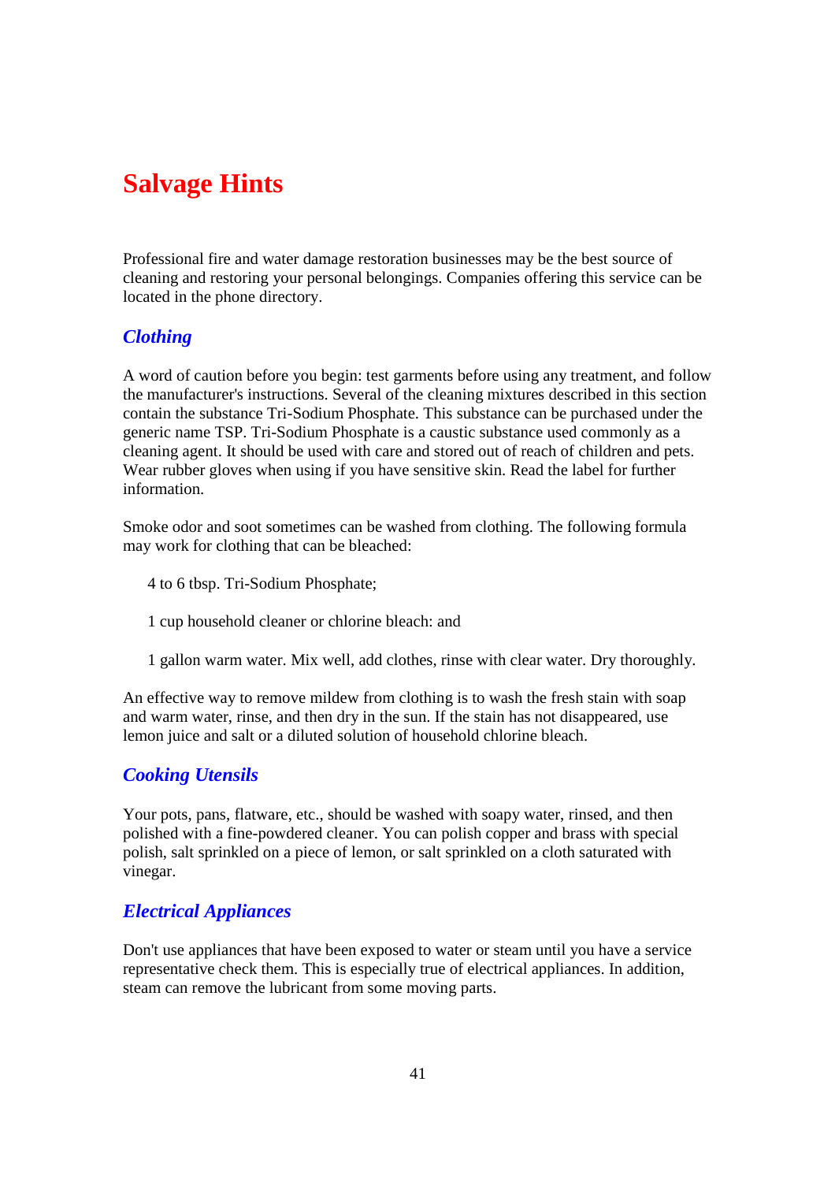# Salvage Hints

Professional fire and water damage restoration businesses may be the best source of cleaning and restoring your personal belongings. Companies offering this service can be located in the phone directory.

## *Clothing*

A word of caution before you begin: test garments before using any treatment, and follow the manufacturer's instructions. Several of the cleaning mixtures described in this section contain the substance Tri-Sodium Phosphate. This substance can be purchased under the generic name TSP. Tri-Sodium Phosphate is a caustic substance used commonly as a cleaning agent. It should be used with care and stored out of reach of children and pets. Wear rubber gloves when using if you have sensitive skin. Read the label for further information.

Smoke odor and soot sometimes can be washed from clothing. The following formula may work for clothing that can be bleached:

4 to 6 tbsp. Tri-Sodium Phosphate;

1 cup household cleaner or chlorine bleach: and

1 gallon warm water. Mix well, add clothes, rinse with clear water. Dry thoroughly.

An effective way to remove mildew from clothing is to wash the fresh stain with soap and warm water, rinse, and then dry in the sun. If the stain has not disappeared, use lemon juice and salt or a diluted solution of household chlorine bleach.

## *Cooking Utensils*

Your pots, pans, flatware, etc., should be washed with soapy water, rinsed, and then polished with a fine-powdered cleaner. You can polish copper and brass with special polish, salt sprinkled on a piece of lemon, or salt sprinkled on a cloth saturated with vinegar.

## *Electrical Appliances*

Don't use appliances that have been exposed to water or steam until you have a service representative check them. This is especially true of electrical appliances. In addition, steam can remove the lubricant from some moving parts.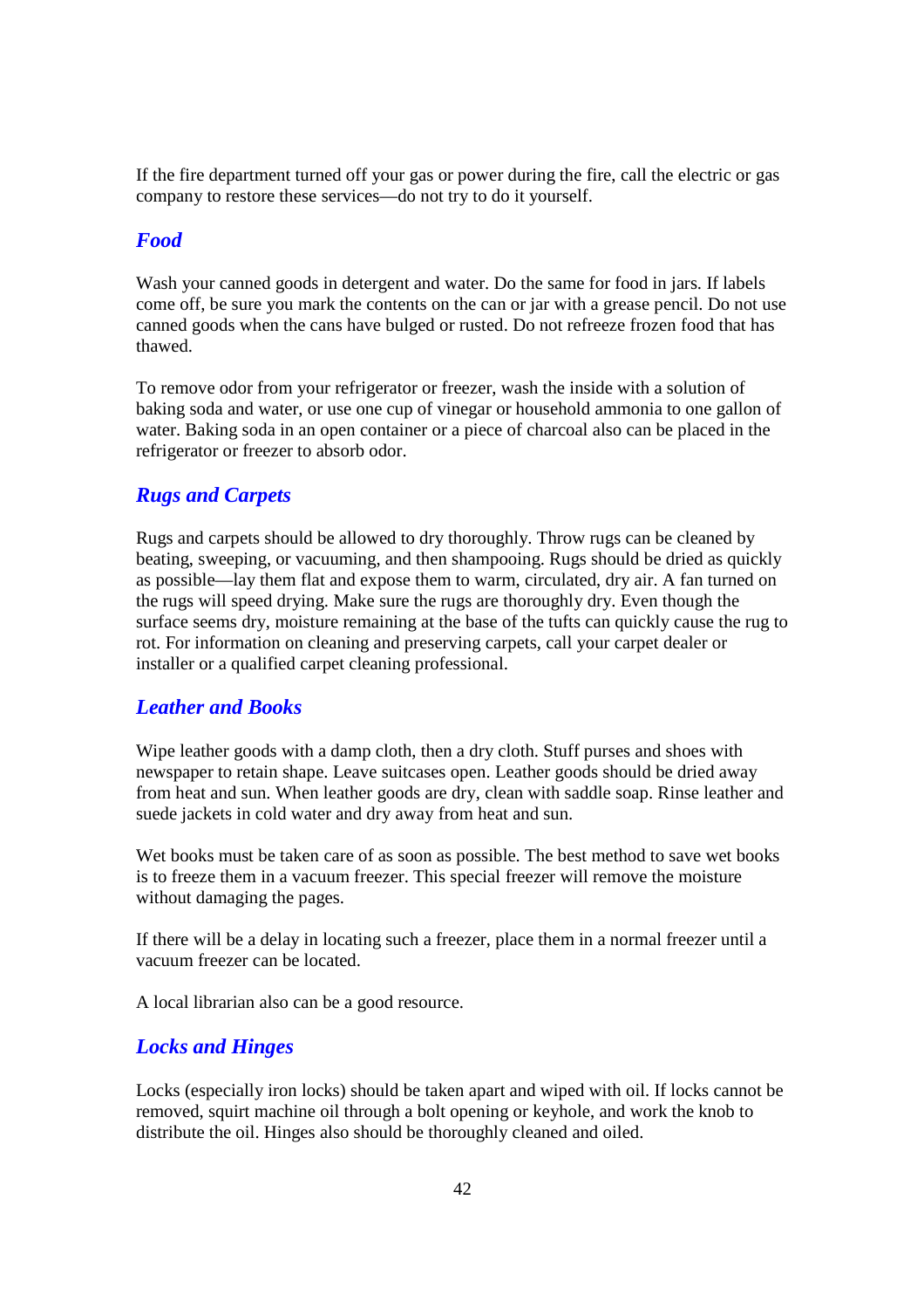If the fire department turned off your gas or power during the fire, call the electric or gas company to restore these services—do not try to do it yourself.

### *Food*

Wash your canned goods in detergent and water. Do the same for food in jars. If labels come off, be sure you mark the contents on the can or jar with a grease pencil. Do not use canned goods when the cans have bulged or rusted. Do not refreeze frozen food that has thawed.

To remove odor from your refrigerator or freezer, wash the inside with a solution of baking soda and water, or use one cup of vinegar or household ammonia to one gallon of water. Baking soda in an open container or a piece of charcoal also can be placed in the refrigerator or freezer to absorb odor.

### *Rugs and Carpets*

Rugs and carpets should be allowed to dry thoroughly. Throw rugs can be cleaned by beating, sweeping, or vacuuming, and then shampooing. Rugs should be dried as quickly as possible—lay them flat and expose them to warm, circulated, dry air. A fan turned on the rugs will speed drying. Make sure the rugs are thoroughly dry. Even though the surface seems dry, moisture remaining at the base of the tufts can quickly cause the rug to rot. For information on cleaning and preserving carpets, call your carpet dealer or installer or a qualified carpet cleaning professional.

### *Leather and Books*

Wipe leather goods with a damp cloth, then a dry cloth. Stuff purses and shoes with newspaper to retain shape. Leave suitcases open. Leather goods should be dried away from heat and sun. When leather goods are dry, clean with saddle soap. Rinse leather and suede jackets in cold water and dry away from heat and sun.

Wet books must be taken care of as soon as possible. The best method to save wet books is to freeze them in a vacuum freezer. This special freezer will remove the moisture without damaging the pages.

If there will be a delay in locating such a freezer, place them in a normal freezer until a vacuum freezer can be located.

A local librarian also can be a good resource.

### *Locks and Hinges*

Locks (especially iron locks) should be taken apart and wiped with oil. If locks cannot be removed, squirt machine oil through a bolt opening or keyhole, and work the knob to distribute the oil. Hinges also should be thoroughly cleaned and oiled.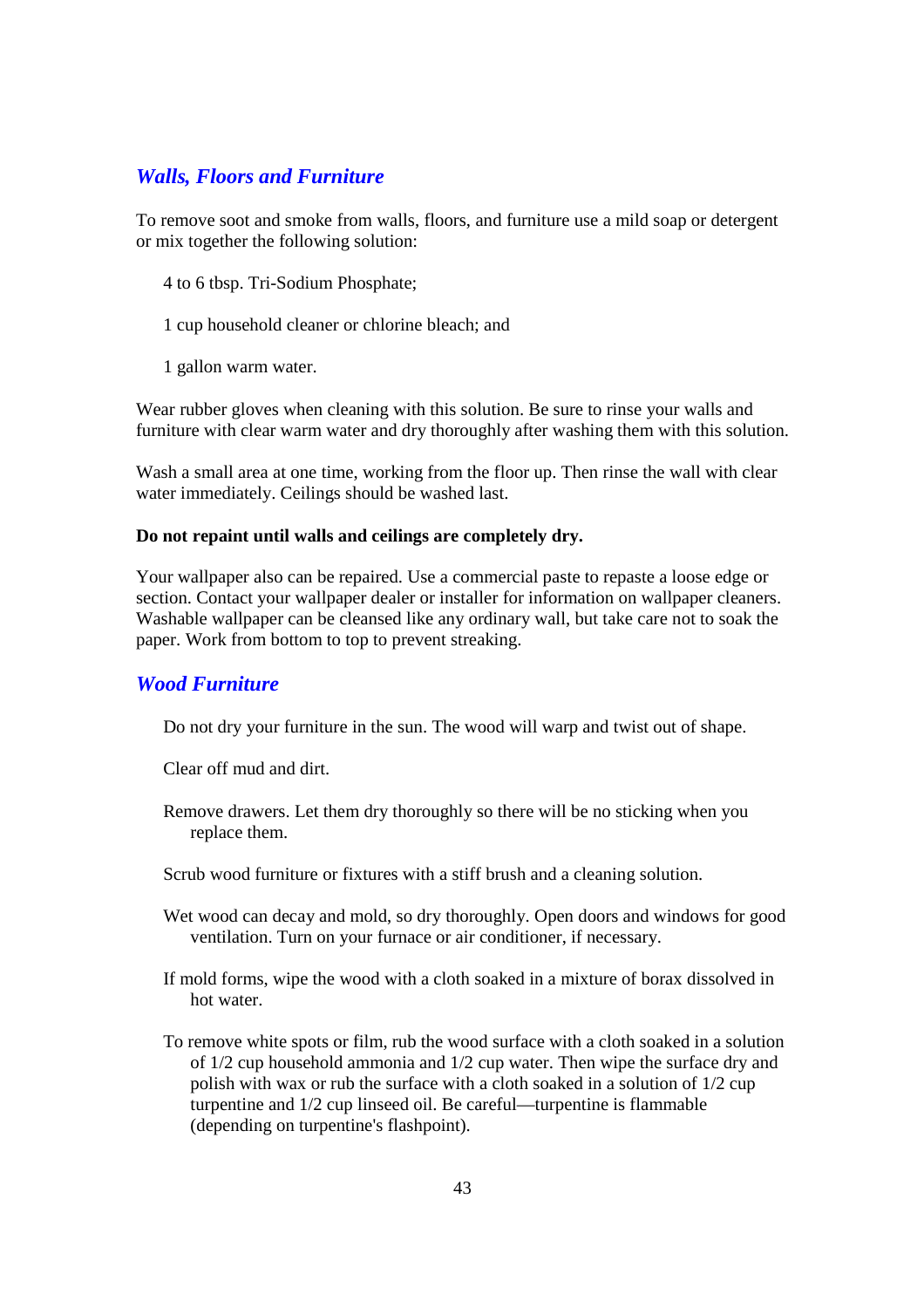## *Walls, Floors and Furniture*

To remove soot and smoke from walls, floors, and furniture use a mild soap or detergent or mix together the following solution:

4 to 6 tbsp. Tri-Sodium Phosphate;

1 cup household cleaner or chlorine bleach; and

1 gallon warm water.

Wear rubber gloves when cleaning with this solution. Be sure to rinse your walls and furniture with clear warm water and dry thoroughly after washing them with this solution.

Wash a small area at one time, working from the floor up. Then rinse the wall with clear water immediately. Ceilings should be washed last.

**Do not repaint until walls and ceilings are completely dry.**

Your wallpaper also can be repaired. Use a commercial paste to repaste a loose edge or section. Contact your wallpaper dealer or installer for information on wallpaper cleaners. Washable wallpaper can be cleansed like any ordinary wall, but take care not to soak the paper. Work from bottom to top to prevent streaking.

## *Wood Furniture*

Do not dry your furniture in the sun. The wood will warp and twist out of shape.

Clear off mud and dirt.

Remove drawers. Let them dry thoroughly so there will be no sticking when you replace them.

Scrub wood furniture or fixtures with a stiff brush and a cleaning solution.

Wet wood can decay and mold, so dry thoroughly. Open doors and windows for good ventilation. Turn on your furnace or air conditioner, if necessary.

If mold forms, wipe the wood with a cloth soaked in a mixture of borax dissolved in hot water.

To remove white spots or film, rub the wood surface with a cloth soaked in a solution of 1/2 cup household ammonia and 1/2 cup water. Then wipe the surface dry and polish with wax or rub the surface with a cloth soaked in a solution of 1/2 cup turpentine and 1/2 cup linseed oil. Be careful—turpentine is flammable (depending on turpentine's flashpoint).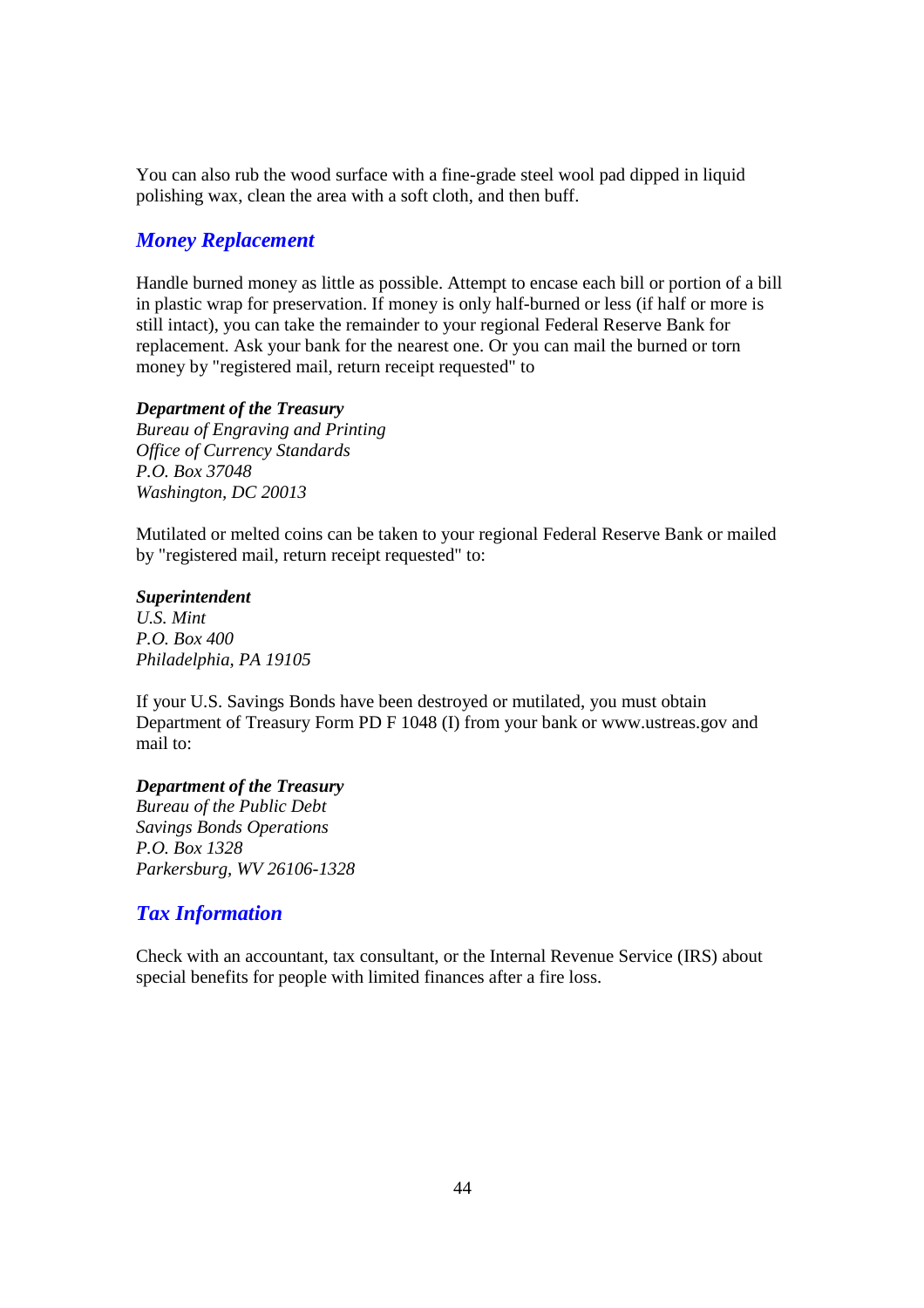You can also rub the wood surface with a fine-grade steel wool pad dipped in liquid polishing wax, clean the area with a soft cloth, and then buff.

## *Money Replacement*

Handle burned money as little as possible. Attempt to encase each bill or portion of a bill in plastic wrap for preservation. If money is only half-burned or less (if half or more is still intact), you can take the remainder to your regional Federal Reserve Bank for replacement. Ask your bank for the nearest one. Or you can mail the burned or torn money by "registered mail, return receipt requested" to

***Department of the Treasury***
*Bureau of Engraving and Printing*
*Office of Currency Standards*
*P.O. Box 37048*
*Washington, DC 20013*

Mutilated or melted coins can be taken to your regional Federal Reserve Bank or mailed by "registered mail, return receipt requested" to:

***Superintendent***
*U.S. Mint*
*P.O. Box 400*
*Philadelphia, PA 19105*

If your U.S. Savings Bonds have been destroyed or mutilated, you must obtain Department of Treasury Form PD F 1048 (I) from your bank or www.ustreas.gov and mail to:

***Department of the Treasury***
*Bureau of the Public Debt*
*Savings Bonds Operations*
*P.O. Box 1328*
*Parkersburg, WV 26106-1328*

## *Tax Information*

Check with an accountant, tax consultant, or the Internal Revenue Service (IRS) about special benefits for people with limited finances after a fire loss.